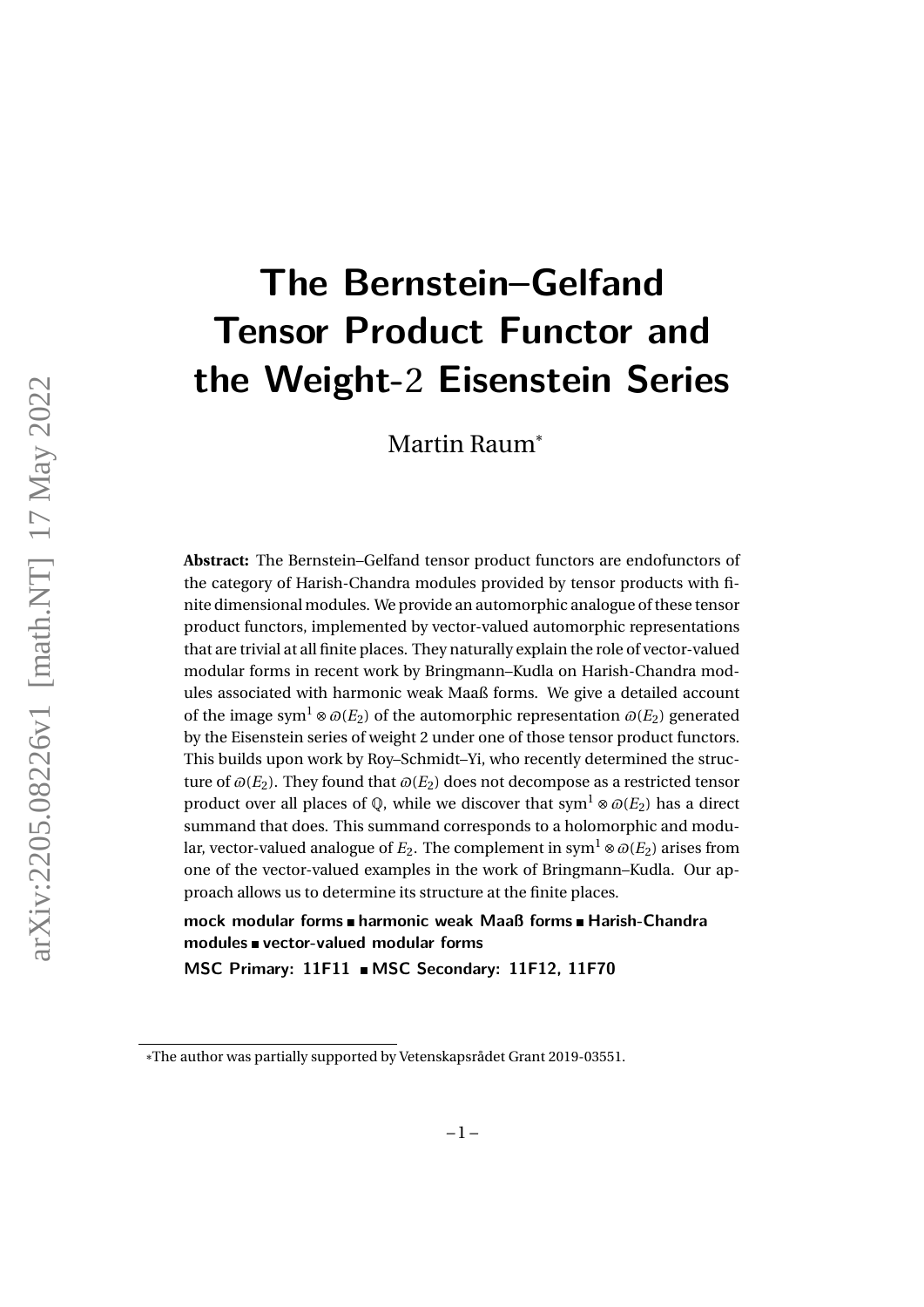# The Bernstein–Gelfand Tensor Product Functor and the Weight-2 Eisenstein Series

Martin Raum*

**Abstract:** The Bernstein–Gelfand tensor product functors are endofunctors of the category of Harish-Chandra modules provided by tensor products with finite dimensional modules. We provide an automorphic analogue of these tensor product functors, implemented by vector-valued automorphic representations that are trivial at all finite places. They naturally explain the role of vector-valued modular forms in recent work by Bringmann–Kudla on Harish-Chandra modules associated with harmonic weak Maaß forms. We give a detailed account of the image $\mathrm{sym}^1 \otimes \varpi(E_2)$ of the automorphic representation $\varpi(E_2)$ generated by the Eisenstein series of weight 2 under one of those tensor product functors. This builds upon work by Roy–Schmidt–Yi, who recently determined the structure of $\varpi(E_2)$. They found that $\varpi(E_2)$ does not decompose as a restricted tensor product over all places of $\mathbb{Q}$, while we discover that $\mathrm{sym}^1 \otimes \varpi(E_2)$ has a direct summand that does. This summand corresponds to a holomorphic and modular, vector-valued analogue of $E_2$. The complement in $\mathrm{sym}^1 \otimes \varpi(E_2)$ arises from one of the vector-valued examples in the work of Bringmann–Kudla. Our approach allows us to determine its structure at the finite places.

**mock modular forms ▪ harmonic weak Maaß forms ▪ Harish-Chandra modules ▪ vector-valued modular forms**

**MSC Primary: 11F11 ▪ MSC Secondary: 11F12, 11F70**

*The author was partially supported by Vetenskapsrådet Grant 2019-03551.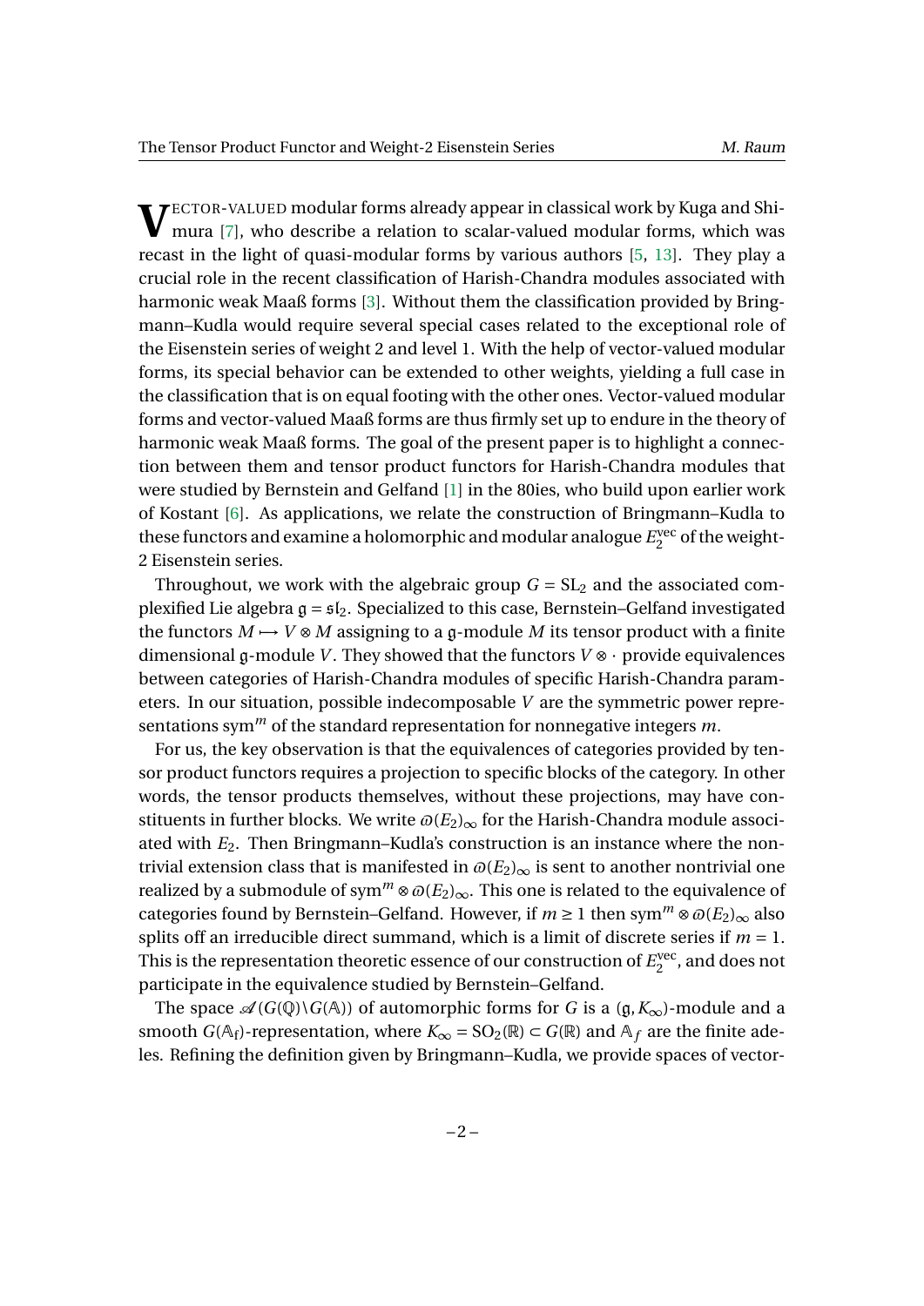VECTOR-VALUED modular forms already appear in classical work by Kuga and Shimura [7], who describe a relation to scalar-valued modular forms, which was recast in the light of quasi-modular forms by various authors [5, 13]. They play a crucial role in the recent classification of Harish-Chandra modules associated with harmonic weak Maaß forms [3]. Without them the classification provided by Bringmann–Kudla would require several special cases related to the exceptional role of the Eisenstein series of weight 2 and level 1. With the help of vector-valued modular forms, its special behavior can be extended to other weights, yielding a full case in the classification that is on equal footing with the other ones. Vector-valued modular forms and vector-valued Maaß forms are thus firmly set up to endure in the theory of harmonic weak Maaß forms. The goal of the present paper is to highlight a connection between them and tensor product functors for Harish-Chandra modules that were studied by Bernstein and Gelfand [1] in the 80ies, who build upon earlier work of Kostant [6]. As applications, we relate the construction of Bringmann–Kudla to these functors and examine a holomorphic and modular analogue $E_2^{\mathrm{vec}}$ of the weight-2 Eisenstein series.

Throughout, we work with the algebraic group $G = \mathrm{SL}_2$ and the associated complexified Lie algebra $\mathfrak{g} = \mathfrak{sl}_2$. Specialized to this case, Bernstein–Gelfand investigated the functors $M \longmapsto V \otimes M$ assigning to a $\mathfrak{g}$-module $M$ its tensor product with a finite dimensional $\mathfrak{g}$-module $V$. They showed that the functors $V \otimes \cdot$ provide equivalences between categories of Harish-Chandra modules of specific Harish-Chandra parameters. In our situation, possible indecomposable $V$ are the symmetric power representations $\mathrm{sym}^m$ of the standard representation for nonnegative integers $m$.

For us, the key observation is that the equivalences of categories provided by tensor product functors requires a projection to specific blocks of the category. In other words, the tensor products themselves, without these projections, may have constituents in further blocks. We write $\varpi(E_2)_\infty$ for the Harish-Chandra module associated with $E_2$. Then Bringmann–Kudla's construction is an instance where the nontrivial extension class that is manifested in $\varpi(E_2)_\infty$ is sent to another nontrivial one realized by a submodule of $\mathrm{sym}^m \otimes \varpi(E_2)_\infty$. This one is related to the equivalence of categories found by Bernstein–Gelfand. However, if $m \ge 1$ then $\mathrm{sym}^m \otimes \varpi(E_2)_\infty$ also splits off an irreducible direct summand, which is a limit of discrete series if $m = 1$. This is the representation theoretic essence of our construction of $E_2^{\mathrm{vec}}$, and does not participate in the equivalence studied by Bernstein–Gelfand.

The space $\mathscr{A}(G(\mathbb{Q})\backslash G(\mathbb{A}))$ of automorphic forms for $G$ is a $(\mathfrak{g}, K_\infty)$-module and a smooth $G(\mathbb{A}_\mathrm{f})$-representation, where $K_\infty = \mathrm{SO}_2(\mathbb{R}) \subset G(\mathbb{R})$ and $\mathbb{A}_f$ are the finite adeles. Refining the definition given by Bringmann–Kudla, we provide spaces of vector-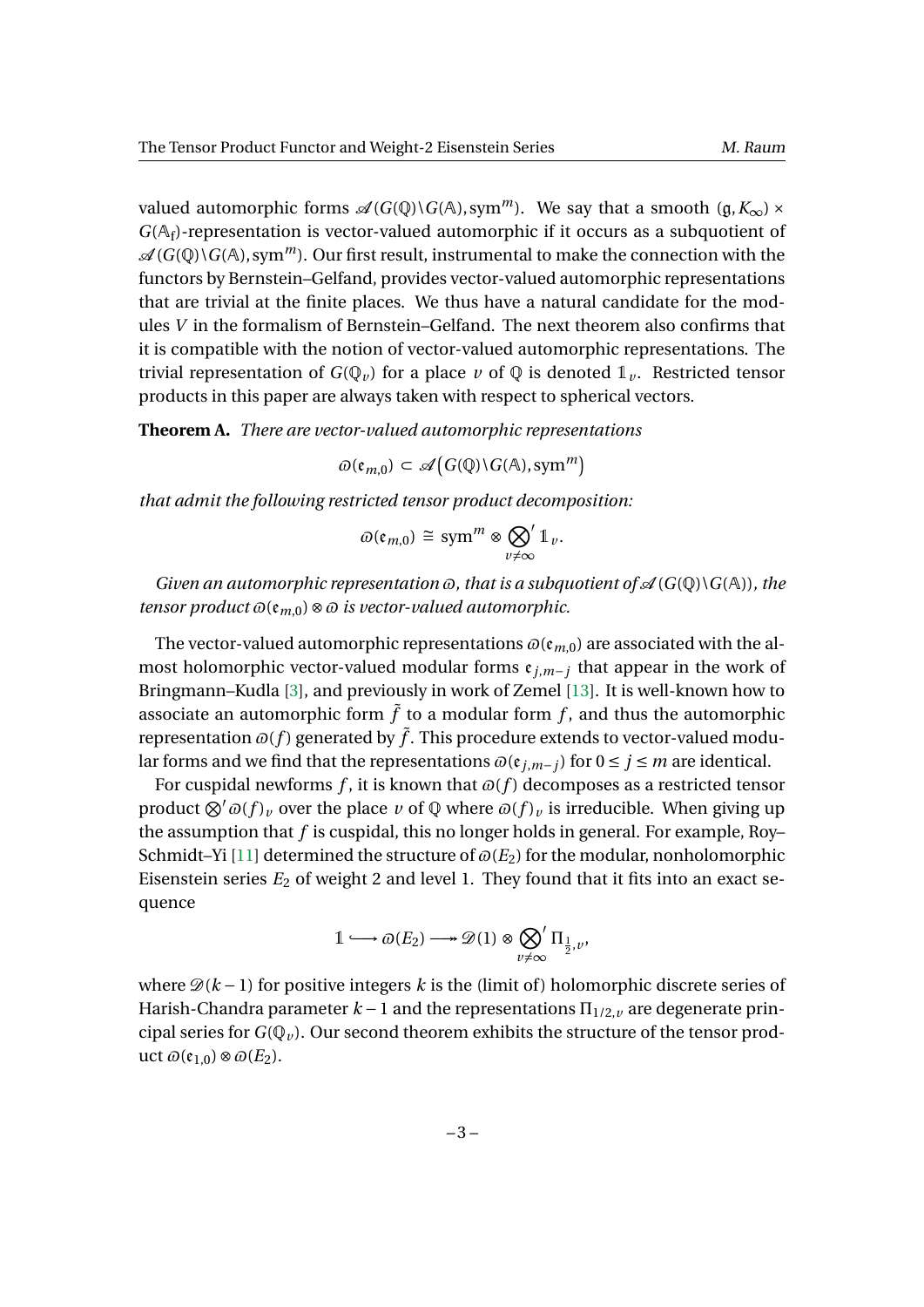valued automorphic forms $\mathscr{A}(G(\mathbb{Q})\backslash G(\mathbb{A}), \mathrm{sym}^m)$. We say that a smooth $(\mathfrak{g}, K_\infty) \times G(\mathbb{A}_\mathrm{f})$-representation is vector-valued automorphic if it occurs as a subquotient of $\mathscr{A}(G(\mathbb{Q})\backslash G(\mathbb{A}), \mathrm{sym}^m)$. Our first result, instrumental to make the connection with the functors by Bernstein–Gelfand, provides vector-valued automorphic representations that are trivial at the finite places. We thus have a natural candidate for the modules $V$ in the formalism of Bernstein–Gelfand. The next theorem also confirms that it is compatible with the notion of vector-valued automorphic representations. The trivial representation of $G(\mathbb{Q}_v)$ for a place $v$ of $\mathbb{Q}$ is denoted $\mathbb{1}_v$. Restricted tensor products in this paper are always taken with respect to spherical vectors.

**Theorem A.** *There are vector-valued automorphic representations*

$$\varpi(\mathfrak{e}_{m,0}) \subset \mathscr{A}\big(G(\mathbb{Q})\backslash G(\mathbb{A}), \mathrm{sym}^m\big)$$

*that admit the following restricted tensor product decomposition:*

$$\varpi(\mathfrak{e}_{m,0}) \cong \mathrm{sym}^m \otimes \bigotimes_{v \neq \infty}{}' \mathbb{1}_v.$$

*Given an automorphic representation $\varpi$, that is a subquotient of $\mathscr{A}(G(\mathbb{Q})\backslash G(\mathbb{A}))$, the tensor product $\varpi(\mathfrak{e}_{m,0}) \otimes \varpi$ is vector-valued automorphic.*

The vector-valued automorphic representations $\varpi(\mathfrak{e}_{m,0})$ are associated with the almost holomorphic vector-valued modular forms $\mathfrak{e}_{j,m-j}$ that appear in the work of Bringmann–Kudla [3], and previously in work of Zemel [13]. It is well-known how to associate an automorphic form $\tilde{f}$ to a modular form $f$, and thus the automorphic representation $\varpi(f)$ generated by $\tilde{f}$. This procedure extends to vector-valued modular forms and we find that the representations $\varpi(\mathfrak{e}_{j,m-j})$ for $0 \le j \le m$ are identical.

For cuspidal newforms $f$, it is known that $\varpi(f)$ decomposes as a restricted tensor product $\bigotimes' \varpi(f)_v$ over the place $v$ of $\mathbb{Q}$ where $\varpi(f)_v$ is irreducible. When giving up the assumption that $f$ is cuspidal, this no longer holds in general. For example, Roy–Schmidt–Yi [11] determined the structure of $\varpi(E_2)$ for the modular, nonholomorphic Eisenstein series $E_2$ of weight 2 and level 1. They found that it fits into an exact sequence

$$\mathbb{1} \longhookrightarrow \varpi(E_2) \longtwoheadrightarrow \mathscr{D}(1) \otimes \bigotimes_{v \neq \infty}{}' \Pi_{\frac{1}{2},v},$$

where $\mathscr{D}(k-1)$ for positive integers $k$ is the (limit of) holomorphic discrete series of Harish-Chandra parameter $k-1$ and the representations $\Pi_{1/2,v}$ are degenerate principal series for $G(\mathbb{Q}_v)$. Our second theorem exhibits the structure of the tensor product $\varpi(\mathfrak{e}_{1,0}) \otimes \varpi(E_2)$.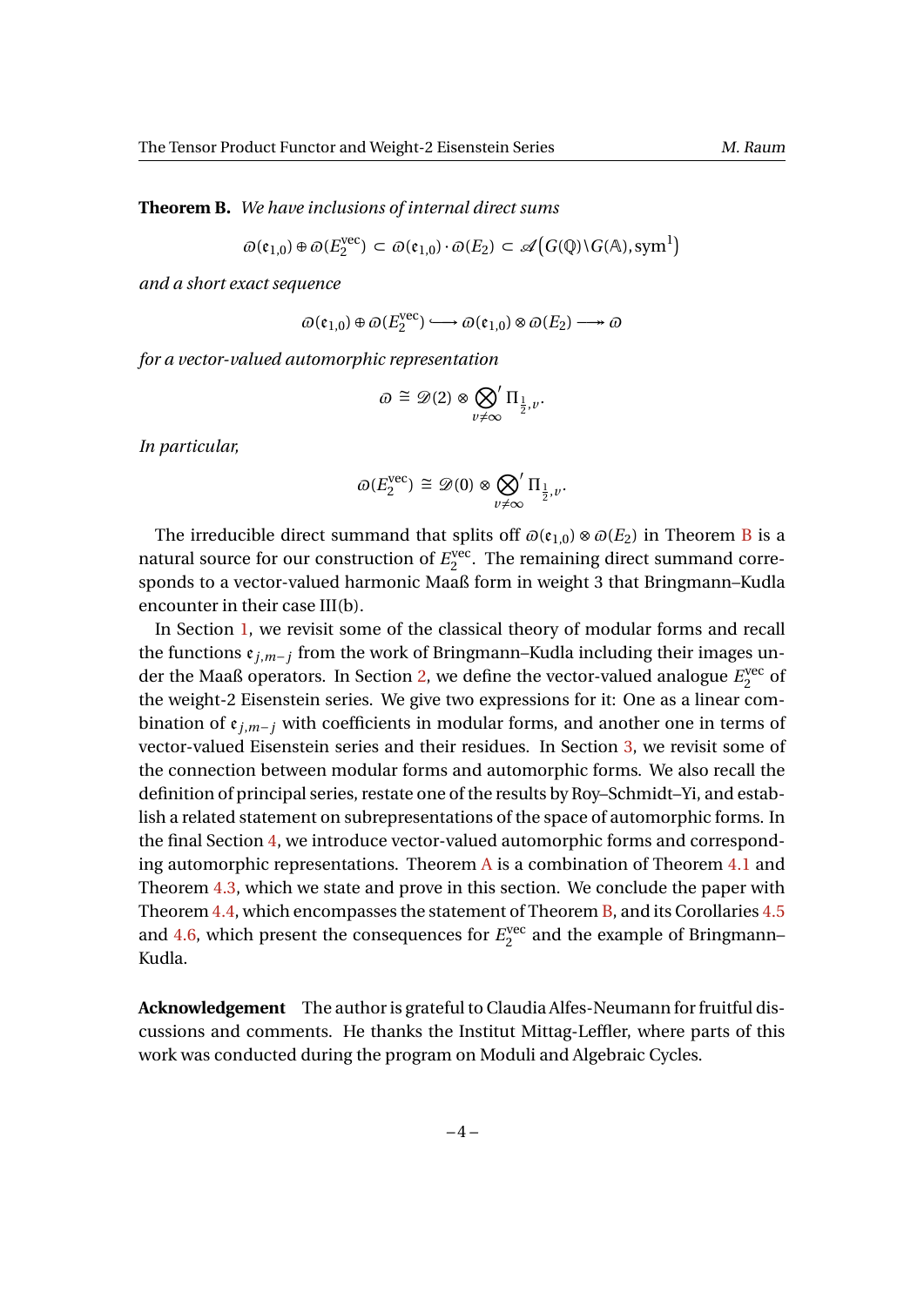**Theorem B.** *We have inclusions of internal direct sums*

$$\varpi(\mathfrak{e}_{1,0}) \oplus \varpi(E_2^{\mathrm{vec}}) \subset \varpi(\mathfrak{e}_{1,0}) \cdot \varpi(E_2) \subset \mathscr{A}\big(G(\mathbb{Q})\backslash G(\mathbb{A}), \mathrm{sym}^1\big)$$

*and a short exact sequence*

$$\varpi(\mathfrak{e}_{1,0}) \oplus \varpi(E_2^{\mathrm{vec}}) \longhookrightarrow \varpi(\mathfrak{e}_{1,0}) \otimes \varpi(E_2) \longrightarrow\!\!\!\!\!\rightarrow \varpi$$

*for a vector-valued automorphic representation*

$$\varpi \cong \mathscr{D}(2) \otimes \bigotimes_{v \neq \infty}{}' \Pi_{\frac{1}{2},v}.$$

*In particular,*

$$\varpi(E_2^{\mathrm{vec}}) \cong \mathscr{D}(0) \otimes \bigotimes_{v \neq \infty}{}' \Pi_{\frac{1}{2},v}.$$

The irreducible direct summand that splits off $\varpi(\mathfrak{e}_{1,0}) \otimes \varpi(E_2)$ in Theorem B is a natural source for our construction of $E_2^{\mathrm{vec}}$. The remaining direct summand corresponds to a vector-valued harmonic Maaß form in weight 3 that Bringmann–Kudla encounter in their case III(b).

In Section 1, we revisit some of the classical theory of modular forms and recall the functions $\mathfrak{e}_{j,m-j}$ from the work of Bringmann–Kudla including their images under the Maaß operators. In Section 2, we define the vector-valued analogue $E_2^{\mathrm{vec}}$ of the weight-2 Eisenstein series. We give two expressions for it: One as a linear combination of $\mathfrak{e}_{j,m-j}$ with coefficients in modular forms, and another one in terms of vector-valued Eisenstein series and their residues. In Section 3, we revisit some of the connection between modular forms and automorphic forms. We also recall the definition of principal series, restate one of the results by Roy–Schmidt–Yi, and establish a related statement on subrepresentations of the space of automorphic forms. In the final Section 4, we introduce vector-valued automorphic forms and corresponding automorphic representations. Theorem A is a combination of Theorem 4.1 and Theorem 4.3, which we state and prove in this section. We conclude the paper with Theorem 4.4, which encompasses the statement of Theorem B, and its Corollaries 4.5 and 4.6, which present the consequences for $E_2^{\mathrm{vec}}$ and the example of Bringmann–Kudla.

**Acknowledgement** The author is grateful to Claudia Alfes-Neumann for fruitful discussions and comments. He thanks the Institut Mittag-Leffler, where parts of this work was conducted during the program on Moduli and Algebraic Cycles.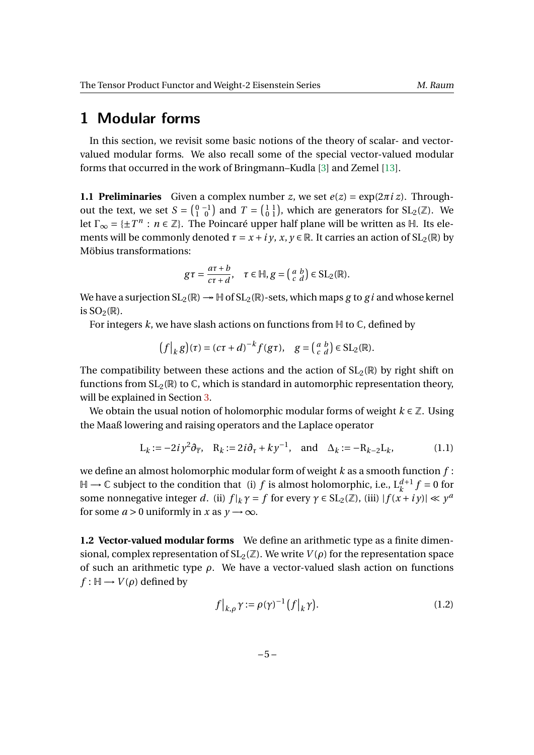# 1 Modular forms

In this section, we revisit some basic notions of the theory of scalar- and vector-valued modular forms. We also recall some of the special vector-valued modular forms that occurred in the work of Bringmann–Kudla [3] and Zemel [13].

**1.1 Preliminaries** Given a complex number $z$, we set $e(z) = \exp(2\pi i z)$. Throughout the text, we set $S = \left(\begin{smallmatrix} 0 & -1 \\ 1 & 0 \end{smallmatrix}\right)$ and $T = \left(\begin{smallmatrix} 1 & 1 \\ 0 & 1 \end{smallmatrix}\right)$, which are generators for $\mathrm{SL}_2(\mathbb{Z})$. We let $\Gamma_\infty = \{\pm T^n : n \in \mathbb{Z}\}$. The Poincaré upper half plane will be written as $\mathbb{H}$. Its elements will be commonly denoted $\tau = x + iy$, $x, y \in \mathbb{R}$. It carries an action of $\mathrm{SL}_2(\mathbb{R})$ by Möbius transformations:

$$g\tau = \frac{a\tau + b}{c\tau + d}, \quad \tau \in \mathbb{H}, g = \left(\begin{smallmatrix} a & b \\ c & d \end{smallmatrix}\right) \in \mathrm{SL}_2(\mathbb{R}).$$

We have a surjection $\mathrm{SL}_2(\mathbb{R}) \twoheadrightarrow \mathbb{H}$ of $\mathrm{SL}_2(\mathbb{R})$-sets, which maps $g$ to $gi$ and whose kernel is $\mathrm{SO}_2(\mathbb{R})$.

For integers $k$, we have slash actions on functions from $\mathbb{H}$ to $\mathbb{C}$, defined by

$$\big(f\big|_k\, g\big)(\tau) = (c\tau + d)^{-k} f(g\tau), \quad g = \left(\begin{smallmatrix} a & b \\ c & d \end{smallmatrix}\right) \in \mathrm{SL}_2(\mathbb{R}).$$

The compatibility between these actions and the action of $\mathrm{SL}_2(\mathbb{R})$ by right shift on functions from $\mathrm{SL}_2(\mathbb{R})$ to $\mathbb{C}$, which is standard in automorphic representation theory, will be explained in Section 3.

We obtain the usual notion of holomorphic modular forms of weight $k \in \mathbb{Z}$. Using the Maaß lowering and raising operators and the Laplace operator

$$\mathrm{L}_k := -2iy^2\partial_{\overline{\tau}}, \quad \mathrm{R}_k := 2i\partial_\tau + ky^{-1}, \quad \text{and} \quad \Delta_k := -\mathrm{R}_{k-2}\mathrm{L}_k, \tag{1.1}$$

we define an almost holomorphic modular form of weight $k$ as a smooth function $f : \mathbb{H} \longrightarrow \mathbb{C}$ subject to the condition that (i) $f$ is almost holomorphic, i.e., $\mathrm{L}_k^{d+1} f = 0$ for some nonnegative integer $d$. (ii) $f|_k\, \gamma = f$ for every $\gamma \in \mathrm{SL}_2(\mathbb{Z})$, (iii) $|f(x + iy)| \ll y^a$ for some $a > 0$ uniformly in $x$ as $y \longrightarrow \infty$.

**1.2 Vector-valued modular forms** We define an arithmetic type as a finite dimensional, complex representation of $\mathrm{SL}_2(\mathbb{Z})$. We write $V(\rho)$ for the representation space of such an arithmetic type $\rho$. We have a vector-valued slash action on functions $f : \mathbb{H} \longrightarrow V(\rho)$ defined by

$$f\big|_{k,\rho}\, \gamma := \rho(\gamma)^{-1}\big(f\big|_k\, \gamma\big). \tag{1.2}$$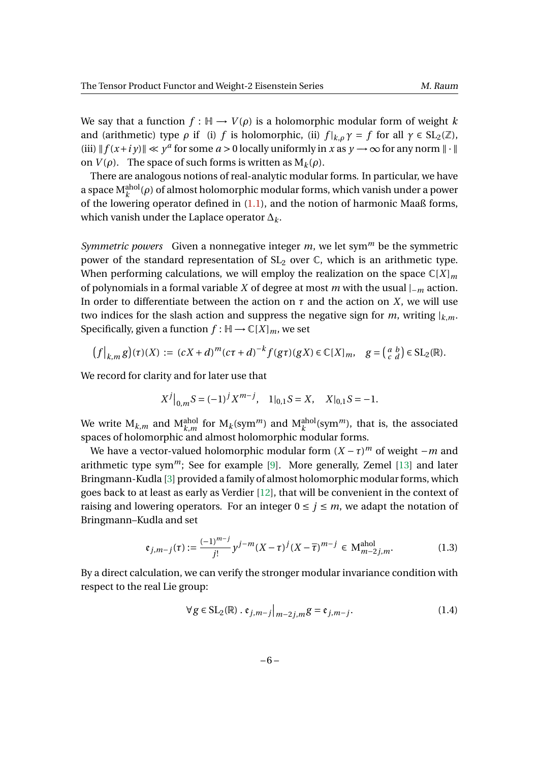We say that a function $f : \mathbb{H} \longrightarrow V(\rho)$ is a holomorphic modular form of weight $k$ and (arithmetic) type $\rho$ if (i) $f$ is holomorphic, (ii) $f|_{k,\rho}\,\gamma = f$ for all $\gamma \in \mathrm{SL}_2(\mathbb{Z})$, (iii) $\| f(x+iy) \| \ll y^a$ for some $a > 0$ locally uniformly in $x$ as $y \longrightarrow \infty$ for any norm $\| \cdot \|$ on $V(\rho)$. The space of such forms is written as $\mathrm{M}_k(\rho)$.

There are analogous notions of real-analytic modular forms. In particular, we have a space $\mathrm{M}_k^{\mathrm{ahol}}(\rho)$ of almost holomorphic modular forms, which vanish under a power of the lowering operator defined in (1.1), and the notion of harmonic Maaß forms, which vanish under the Laplace operator $\Delta_k$.

*Symmetric powers* Given a nonnegative integer $m$, we let $\mathrm{sym}^m$ be the symmetric power of the standard representation of $\mathrm{SL}_2$ over $\mathbb{C}$, which is an arithmetic type. When performing calculations, we will employ the realization on the space $\mathbb{C}[X]_m$ of polynomials in a formal variable $X$ of degree at most $m$ with the usual $|_{-m}$ action. In order to differentiate between the action on $\tau$ and the action on $X$, we will use two indices for the slash action and suppress the negative sign for $m$, writing $|_{k,m}$. Specifically, given a function $f : \mathbb{H} \longrightarrow \mathbb{C}[X]_m$, we set

$$\big(f\big|_{k,m}\, g\big)(\tau)(X) \,:=\, (cX+d)^m (c\tau+d)^{-k} f(g\tau)(gX) \in \mathbb{C}[X]_m, \quad g = \left(\begin{smallmatrix} a & b \\ c & d \end{smallmatrix}\right) \in \mathrm{SL}_2(\mathbb{R}).$$

We record for clarity and for later use that

$$X^j\big|_{0,m} S = (-1)^j X^{m-j}, \quad 1|_{0,1} S = X, \quad X|_{0,1} S = -1.$$

We write $\mathrm{M}_{k,m}$ and $\mathrm{M}_{k,m}^{\mathrm{ahol}}$ for $\mathrm{M}_k(\mathrm{sym}^m)$ and $\mathrm{M}_k^{\mathrm{ahol}}(\mathrm{sym}^m)$, that is, the associated spaces of holomorphic and almost holomorphic modular forms.

We have a vector-valued holomorphic modular form $(X-\tau)^m$ of weight $-m$ and arithmetic type $\mathrm{sym}^m$; See for example [9]. More generally, Zemel [13] and later Bringmann-Kudla [3] provided a family of almost holomorphic modular forms, which goes back to at least as early as Verdier [12], that will be convenient in the context of raising and lowering operators. For an integer $0 \le j \le m$, we adapt the notation of Bringmann–Kudla and set

$$\mathfrak{e}_{j,m-j}(\tau) := \frac{(-1)^{m-j}}{j!}\, y^{j-m} (X-\tau)^j (X-\overline{\tau})^{m-j} \,\in\, \mathrm{M}_{m-2j,m}^{\mathrm{ahol}}. \tag{1.3}$$

By a direct calculation, we can verify the stronger modular invariance condition with respect to the real Lie group:

$$\forall g \in \mathrm{SL}_2(\mathbb{R})\,.\; \mathfrak{e}_{j,m-j}\big|_{m-2j,m}\, g = \mathfrak{e}_{j,m-j}. \tag{1.4}$$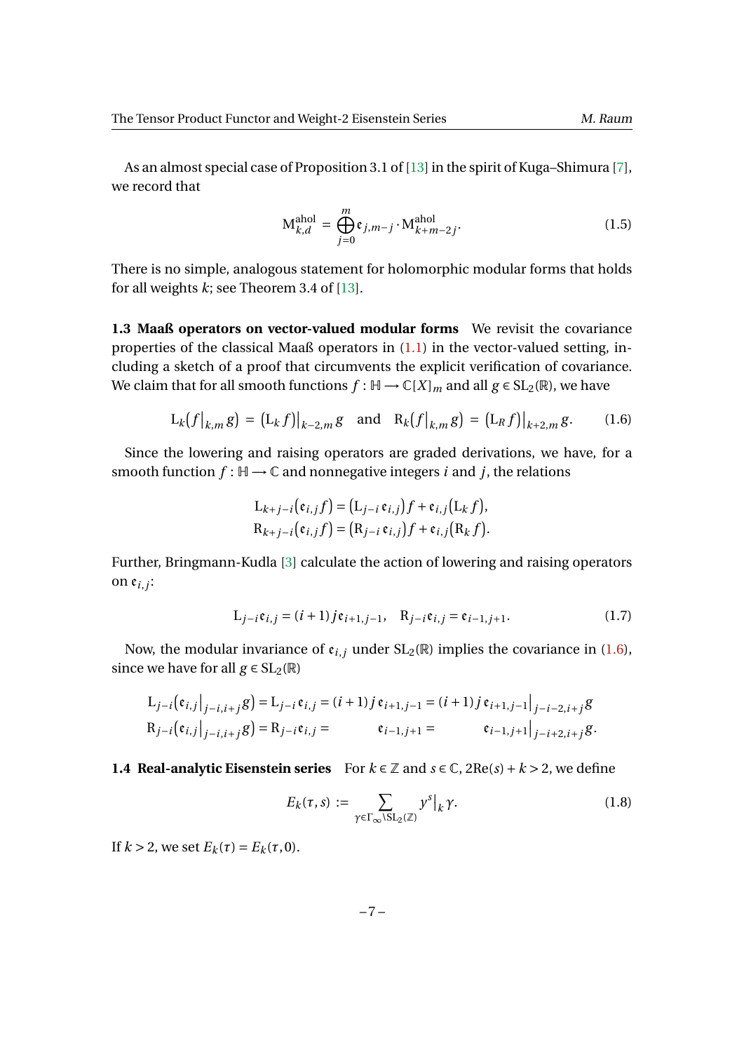As an almost special case of Proposition 3.1 of [13] in the spirit of Kuga–Shimura [7], we record that

$$\mathrm{M}^{\mathrm{ahol}}_{k,d} = \bigoplus_{j=0}^{m} \mathfrak{e}_{j,m-j} \cdot \mathrm{M}^{\mathrm{ahol}}_{k+m-2j}. \tag{1.5}$$

There is no simple, analogous statement for holomorphic modular forms that holds for all weights $k$; see Theorem 3.4 of [13].

**1.3 Maaß operators on vector-valued modular forms** We revisit the covariance properties of the classical Maaß operators in (1.1) in the vector-valued setting, including a sketch of a proof that circumvents the explicit verification of covariance. We claim that for all smooth functions $f : \mathbb{H} \longrightarrow \mathbb{C}[X]_m$ and all $g \in \mathrm{SL}_2(\mathbb{R})$, we have

$$\mathrm{L}_k\big(f\big|_{k,m}\, g\big) = \big(\mathrm{L}_k\, f\big)\big|_{k-2,m}\, g \quad \text{and} \quad \mathrm{R}_k\big(f\big|_{k,m}\, g\big) = \big(\mathrm{L}_R\, f\big)\big|_{k+2,m}\, g. \tag{1.6}$$

Since the lowering and raising operators are graded derivations, we have, for a smooth function $f : \mathbb{H} \longrightarrow \mathbb{C}$ and nonnegative integers $i$ and $j$, the relations

$$\begin{aligned}
\mathrm{L}_{k+j-i}\big(\mathfrak{e}_{i,j} f\big) &= \big(\mathrm{L}_{j-i}\, \mathfrak{e}_{i,j}\big) f + \mathfrak{e}_{i,j}\big(\mathrm{L}_k\, f\big),\\
\mathrm{R}_{k+j-i}\big(\mathfrak{e}_{i,j} f\big) &= \big(\mathrm{R}_{j-i}\, \mathfrak{e}_{i,j}\big) f + \mathfrak{e}_{i,j}\big(\mathrm{R}_k\, f\big).
\end{aligned}$$

Further, Bringmann-Kudla [3] calculate the action of lowering and raising operators on $\mathfrak{e}_{i,j}$:

$$\mathrm{L}_{j-i}\mathfrak{e}_{i,j} = (i+1)\, j\, \mathfrak{e}_{i+1,j-1}, \quad \mathrm{R}_{j-i}\mathfrak{e}_{i,j} = \mathfrak{e}_{i-1,j+1}. \tag{1.7}$$

Now, the modular invariance of $\mathfrak{e}_{i,j}$ under $\mathrm{SL}_2(\mathbb{R})$ implies the covariance in (1.6), since we have for all $g \in \mathrm{SL}_2(\mathbb{R})$

$$\begin{aligned}
\mathrm{L}_{j-i}\big(\mathfrak{e}_{i,j}\big|_{j-i,i+j}\, g\big) &= \mathrm{L}_{j-i}\, \mathfrak{e}_{i,j} = (i+1)\, j\, \mathfrak{e}_{i+1,j-1} = (i+1)\, j\, \mathfrak{e}_{i+1,j-1}\big|_{j-i-2,i+j}\, g\\
\mathrm{R}_{j-i}\big(\mathfrak{e}_{i,j}\big|_{j-i,i+j}\, g\big) &= \mathrm{R}_{j-i}\mathfrak{e}_{i,j} = \qquad\quad \mathfrak{e}_{i-1,j+1} = \qquad\quad \mathfrak{e}_{i-1,j+1}\big|_{j-i+2,i+j}\, g.
\end{aligned}$$

**1.4 Real-analytic Eisenstein series** For $k \in \mathbb{Z}$ and $s \in \mathbb{C}$, $2\mathrm{Re}(s) + k > 2$, we define

$$E_k(\tau, s) := \sum_{\gamma \in \Gamma_\infty \backslash \mathrm{SL}_2(\mathbb{Z})} y^s\big|_k\, \gamma. \tag{1.8}$$

If $k > 2$, we set $E_k(\tau) = E_k(\tau, 0)$.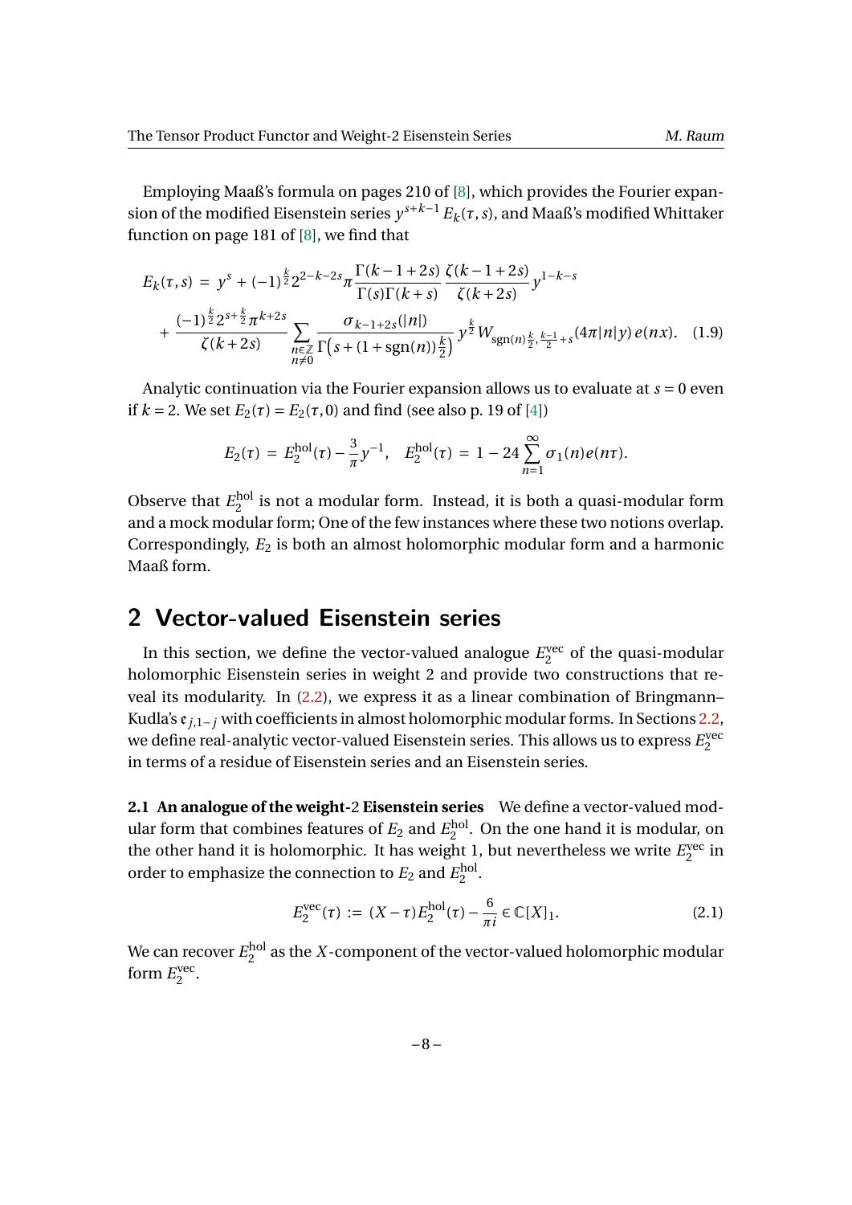Employing Maaß's formula on pages 210 of [8], which provides the Fourier expansion of the modified Eisenstein series $y^{s+k-1} E_k(\tau, s)$, and Maaß's modified Whittaker function on page 181 of [8], we find that

$$
\begin{aligned}
E_k(\tau, s) \;=\; & y^s + (-1)^{\frac{k}{2}} 2^{2-k-2s} \pi \frac{\Gamma(k-1+2s)}{\Gamma(s)\Gamma(k+s)} \frac{\zeta(k-1+2s)}{\zeta(k+2s)} y^{1-k-s} \\
& + \frac{(-1)^{\frac{k}{2}} 2^{s+\frac{k}{2}} \pi^{k+2s}}{\zeta(k+2s)} \sum_{\substack{n \in \mathbb{Z} \\ n \neq 0}} \frac{\sigma_{k-1+2s}(|n|)}{\Gamma\big(s + (1+\mathrm{sgn}(n))\frac{k}{2}\big)} \, y^{\frac{k}{2}} W_{\mathrm{sgn}(n)\frac{k}{2}, \frac{k-1}{2}+s}(4\pi |n| y) \, e(nx). \quad (1.9)
\end{aligned}
$$

Analytic continuation via the Fourier expansion allows us to evaluate at $s = 0$ even if $k = 2$. We set $E_2(\tau) = E_2(\tau, 0)$ and find (see also p. 19 of [4])

$$
E_2(\tau) \;=\; E_2^{\mathrm{hol}}(\tau) - \frac{3}{\pi} y^{-1}, \quad E_2^{\mathrm{hol}}(\tau) \;=\; 1 - 24 \sum_{n=1}^{\infty} \sigma_1(n) e(n\tau).
$$

Observe that $E_2^{\mathrm{hol}}$ is not a modular form. Instead, it is both a quasi-modular form and a mock modular form; One of the few instances where these two notions overlap. Correspondingly, $E_2$ is both an almost holomorphic modular form and a harmonic Maaß form.

## 2 Vector-valued Eisenstein series

In this section, we define the vector-valued analogue $E_2^{\mathrm{vec}}$ of the quasi-modular holomorphic Eisenstein series in weight 2 and provide two constructions that reveal its modularity. In (2.2), we express it as a linear combination of Bringmann–Kudla's $\mathfrak{e}_{j,1-j}$ with coefficients in almost holomorphic modular forms. In Sections 2.2, we define real-analytic vector-valued Eisenstein series. This allows us to express $E_2^{\mathrm{vec}}$ in terms of a residue of Eisenstein series and an Eisenstein series.

**2.1 An analogue of the weight-2 Eisenstein series** We define a vector-valued modular form that combines features of $E_2$ and $E_2^{\mathrm{hol}}$. On the one hand it is modular, on the other hand it is holomorphic. It has weight 1, but nevertheless we write $E_2^{\mathrm{vec}}$ in order to emphasize the connection to $E_2$ and $E_2^{\mathrm{hol}}$.

$$
E_2^{\mathrm{vec}}(\tau) \;:=\; (X - \tau) E_2^{\mathrm{hol}}(\tau) - \frac{6}{\pi i} \in \mathbb{C}[X]_1. \quad (2.1)
$$

We can recover $E_2^{\mathrm{hol}}$ as the $X$-component of the vector-valued holomorphic modular form $E_2^{\mathrm{vec}}$.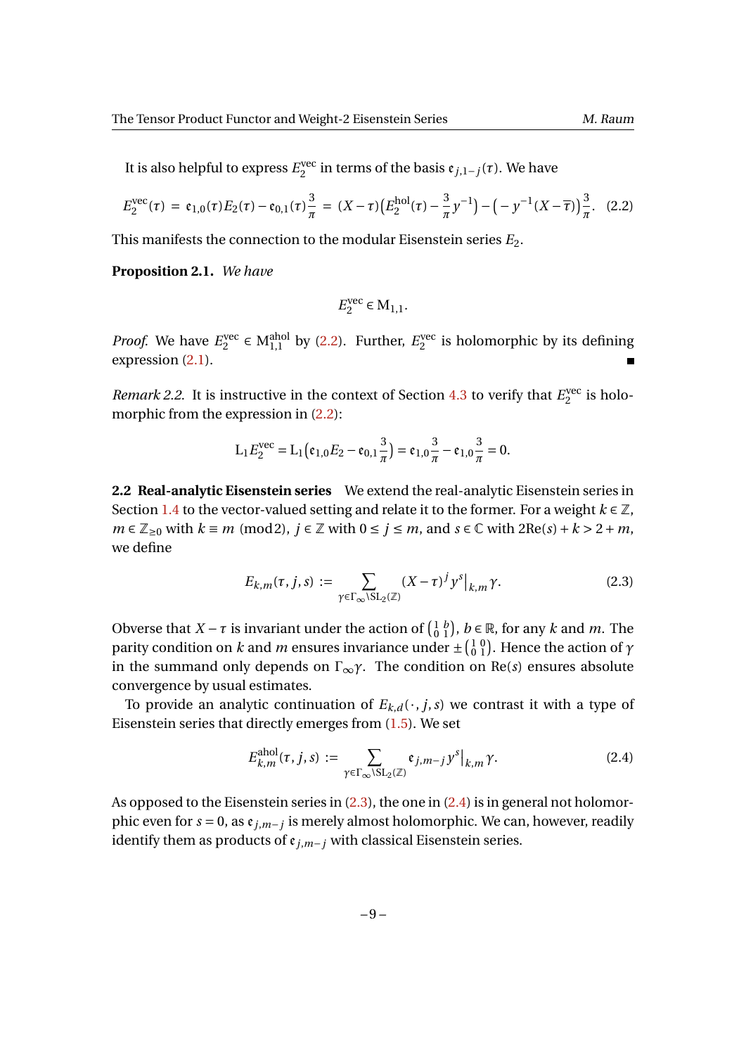It is also helpful to express $E_2^{\mathrm{vec}}$ in terms of the basis $\mathfrak{e}_{j,1-j}(\tau)$. We have

$$E_2^{\mathrm{vec}}(\tau) \;=\; \mathfrak{e}_{1,0}(\tau)E_2(\tau) - \mathfrak{e}_{0,1}(\tau)\frac{3}{\pi} \;=\; (X-\tau)\big(E_2^{\mathrm{hol}}(\tau) - \frac{3}{\pi}y^{-1}\big) - \big(-y^{-1}(X-\overline{\tau})\big)\frac{3}{\pi}. \quad (2.2)$$

This manifests the connection to the modular Eisenstein series $E_2$.

**Proposition 2.1.** *We have*

$$E_2^{\mathrm{vec}} \in \mathrm{M}_{1,1}.$$

*Proof.* We have $E_2^{\mathrm{vec}} \in \mathrm{M}_{1,1}^{\mathrm{ahol}}$ by (2.2). Further, $E_2^{\mathrm{vec}}$ is holomorphic by its defining expression (2.1). ∎

*Remark 2.2.* It is instructive in the context of Section 4.3 to verify that $E_2^{\mathrm{vec}}$ is holomorphic from the expression in (2.2):

$$\mathrm{L}_1 E_2^{\mathrm{vec}} = \mathrm{L}_1\big(\mathfrak{e}_{1,0}E_2 - \mathfrak{e}_{0,1}\frac{3}{\pi}\big) = \mathfrak{e}_{1,0}\frac{3}{\pi} - \mathfrak{e}_{1,0}\frac{3}{\pi} = 0.$$

**2.2 Real-analytic Eisenstein series** We extend the real-analytic Eisenstein series in Section 1.4 to the vector-valued setting and relate it to the former. For a weight $k \in \mathbb{Z}$, $m \in \mathbb{Z}_{\ge 0}$ with $k \equiv m \pmod 2$, $j \in \mathbb{Z}$ with $0 \le j \le m$, and $s \in \mathbb{C}$ with $2\mathrm{Re}(s) + k > 2 + m$, we define

$$E_{k,m}(\tau, j, s) \;:=\; \sum_{\gamma \in \Gamma_\infty \backslash \mathrm{SL}_2(\mathbb{Z})} (X-\tau)^j y^s \big|_{k,m}\, \gamma. \quad (2.3)$$

Obverse that $X - \tau$ is invariant under the action of $\left(\begin{smallmatrix} 1 & b \\ 0 & 1 \end{smallmatrix}\right)$, $b \in \mathbb{R}$, for any $k$ and $m$. The parity condition on $k$ and $m$ ensures invariance under $\pm\left(\begin{smallmatrix} 1 & 0 \\ 0 & 1 \end{smallmatrix}\right)$. Hence the action of $\gamma$ in the summand only depends on $\Gamma_\infty\gamma$. The condition on $\mathrm{Re}(s)$ ensures absolute convergence by usual estimates.

To provide an analytic continuation of $E_{k,d}(\cdot, j, s)$ we contrast it with a type of Eisenstein series that directly emerges from (1.5). We set

$$E_{k,m}^{\mathrm{ahol}}(\tau, j, s) \;:=\; \sum_{\gamma \in \Gamma_\infty \backslash \mathrm{SL}_2(\mathbb{Z})} \mathfrak{e}_{j,m-j}\, y^s \big|_{k,m}\, \gamma. \quad (2.4)$$

As opposed to the Eisenstein series in (2.3), the one in (2.4) is in general not holomorphic even for $s = 0$, as $\mathfrak{e}_{j,m-j}$ is merely almost holomorphic. We can, however, readily identify them as products of $\mathfrak{e}_{j,m-j}$ with classical Eisenstein series.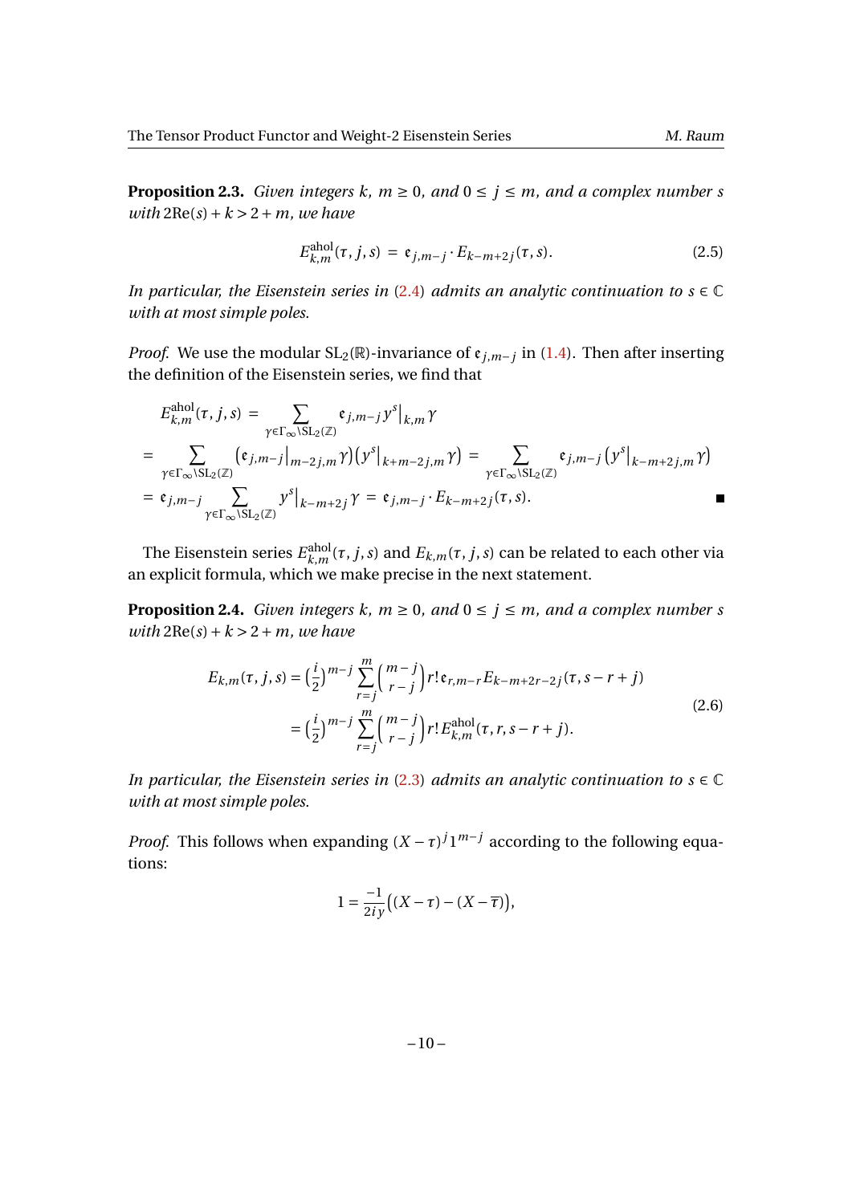**Proposition 2.3.** *Given integers $k$, $m \ge 0$, and $0 \le j \le m$, and a complex number $s$ with $2\mathrm{Re}(s) + k > 2 + m$, we have*

$$E^{\mathrm{ahol}}_{k,m}(\tau, j, s) \;=\; \mathfrak{e}_{j,m-j} \cdot E_{k-m+2j}(\tau, s). \tag{2.5}$$

*In particular, the Eisenstein series in (2.4) admits an analytic continuation to $s \in \mathbb{C}$ with at most simple poles.*

*Proof.* We use the modular $\mathrm{SL}_2(\mathbb{R})$-invariance of $\mathfrak{e}_{j,m-j}$ in (1.4). Then after inserting the definition of the Eisenstein series, we find that

$$
\begin{aligned}
&E^{\mathrm{ahol}}_{k,m}(\tau, j, s) \;=\; \sum_{\gamma \in \Gamma_\infty \backslash \mathrm{SL}_2(\mathbb{Z})} \mathfrak{e}_{j,m-j}\, y^s\big|_{k,m}\,\gamma \\
&= \sum_{\gamma \in \Gamma_\infty \backslash \mathrm{SL}_2(\mathbb{Z})} \big(\mathfrak{e}_{j,m-j}\big|_{m-2j,m}\,\gamma\big)\big(y^s\big|_{k+m-2j,m}\,\gamma\big) \;=\; \sum_{\gamma \in \Gamma_\infty \backslash \mathrm{SL}_2(\mathbb{Z})} \mathfrak{e}_{j,m-j}\,\big(y^s\big|_{k-m+2j,m}\,\gamma\big) \\
&= \mathfrak{e}_{j,m-j} \sum_{\gamma \in \Gamma_\infty \backslash \mathrm{SL}_2(\mathbb{Z})} y^s\big|_{k-m+2j}\,\gamma \;=\; \mathfrak{e}_{j,m-j} \cdot E_{k-m+2j}(\tau, s).
\end{aligned}
$$

■

The Eisenstein series $E^{\mathrm{ahol}}_{k,m}(\tau, j, s)$ and $E_{k,m}(\tau, j, s)$ can be related to each other via an explicit formula, which we make precise in the next statement.

**Proposition 2.4.** *Given integers $k$, $m \ge 0$, and $0 \le j \le m$, and a complex number $s$ with $2\mathrm{Re}(s) + k > 2 + m$, we have*

$$
\begin{aligned}
E_{k,m}(\tau, j, s) &= \big(\tfrac{i}{2}\big)^{m-j} \sum_{r=j}^{m} \binom{m-j}{r-j} r!\, \mathfrak{e}_{r,m-r} E_{k-m+2r-2j}(\tau, s-r+j) \\
&= \big(\tfrac{i}{2}\big)^{m-j} \sum_{r=j}^{m} \binom{m-j}{r-j} r!\, E^{\mathrm{ahol}}_{k,m}(\tau, r, s-r+j).
\end{aligned}
\tag{2.6}
$$

*In particular, the Eisenstein series in (2.3) admits an analytic continuation to $s \in \mathbb{C}$ with at most simple poles.*

*Proof.* This follows when expanding $(X-\tau)^j 1^{m-j}$ according to the following equations:

$$1 = \frac{-1}{2iy}\big((X-\tau) - (X-\overline{\tau})\big),$$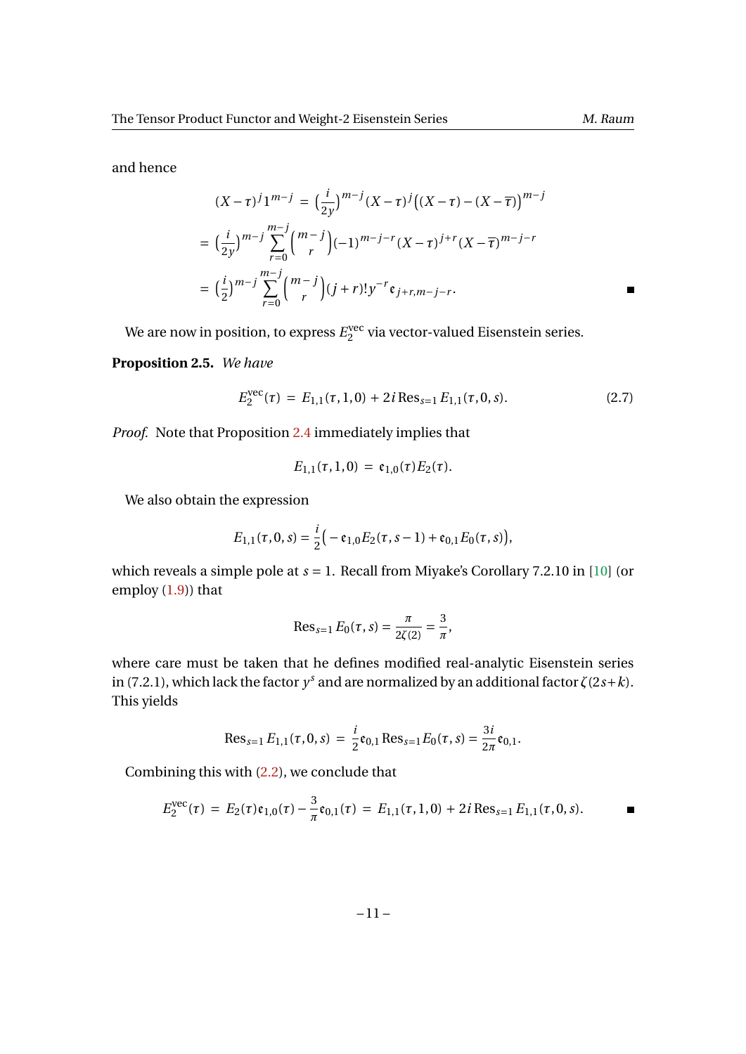and hence

$$
\begin{aligned}
(X-\tau)^j 1^{m-j} \;&=\; \big(\tfrac{i}{2y}\big)^{m-j} (X-\tau)^j \big((X-\tau)-(X-\overline{\tau})\big)^{m-j} \\
&= \big(\tfrac{i}{2y}\big)^{m-j} \sum_{r=0}^{m-j} \binom{m-j}{r} (-1)^{m-j-r} (X-\tau)^{j+r} (X-\overline{\tau})^{m-j-r} \\
&= \big(\tfrac{i}{2}\big)^{m-j} \sum_{r=0}^{m-j} \binom{m-j}{r} (j+r)!\, y^{-r}\, \mathfrak{e}_{j+r,m-j-r}.
\end{aligned}
$$

∎

We are now in position, to express $E_2^{\mathrm{vec}}$ via vector-valued Eisenstein series.

**Proposition 2.5.** *We have*

$$
E_2^{\mathrm{vec}}(\tau) \;=\; E_{1,1}(\tau,1,0) \,+\, 2i\, \mathrm{Res}_{s=1} E_{1,1}(\tau,0,s). \tag{2.7}
$$

*Proof.* Note that Proposition 2.4 immediately implies that

$$
E_{1,1}(\tau,1,0) \;=\; \mathfrak{e}_{1,0}(\tau) E_2(\tau).
$$

We also obtain the expression

$$
E_{1,1}(\tau,0,s) = \frac{i}{2}\big(-\mathfrak{e}_{1,0} E_2(\tau,s-1) + \mathfrak{e}_{0,1} E_0(\tau,s)\big),
$$

which reveals a simple pole at $s=1$. Recall from Miyake's Corollary 7.2.10 in [10] (or employ (1.9)) that

$$
\mathrm{Res}_{s=1} E_0(\tau,s) = \frac{\pi}{2\zeta(2)} = \frac{3}{\pi},
$$

where care must be taken that he defines modified real-analytic Eisenstein series in (7.2.1), which lack the factor $y^s$ and are normalized by an additional factor $\zeta(2s+k)$. This yields

$$
\mathrm{Res}_{s=1} E_{1,1}(\tau,0,s) \;=\; \frac{i}{2}\mathfrak{e}_{0,1}\, \mathrm{Res}_{s=1} E_0(\tau,s) = \frac{3i}{2\pi}\mathfrak{e}_{0,1}.
$$

Combining this with (2.2), we conclude that

$$
E_2^{\mathrm{vec}}(\tau) \;=\; E_2(\tau)\mathfrak{e}_{1,0}(\tau) - \frac{3}{\pi}\mathfrak{e}_{0,1}(\tau) \;=\; E_{1,1}(\tau,1,0) \,+\, 2i\, \mathrm{Res}_{s=1} E_{1,1}(\tau,0,s).
$$

∎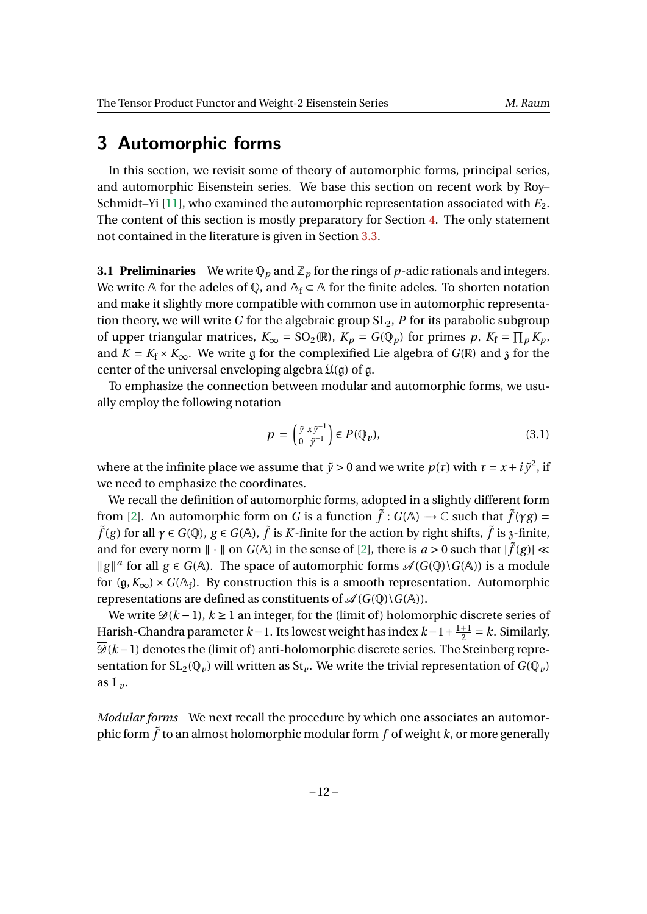# 3 Automorphic forms

In this section, we revisit some of theory of automorphic forms, principal series, and automorphic Eisenstein series. We base this section on recent work by Roy–Schmidt–Yi [11], who examined the automorphic representation associated with $E_2$. The content of this section is mostly preparatory for Section 4. The only statement not contained in the literature is given in Section 3.3.

**3.1 Preliminaries** We write $\mathbb{Q}_p$ and $\mathbb{Z}_p$ for the rings of $p$-adic rationals and integers. We write $\mathbb{A}$ for the adeles of $\mathbb{Q}$, and $\mathbb{A}_{\mathrm{f}} \subset \mathbb{A}$ for the finite adeles. To shorten notation and make it slightly more compatible with common use in automorphic representation theory, we will write $G$ for the algebraic group $\mathrm{SL}_2$, $P$ for its parabolic subgroup of upper triangular matrices, $K_\infty = \mathrm{SO}_2(\mathbb{R})$, $K_p = G(\mathbb{Q}_p)$ for primes $p$, $K_{\mathrm{f}} = \prod_p K_p$, and $K = K_{\mathrm{f}} \times K_\infty$. We write $\mathfrak{g}$ for the complexified Lie algebra of $G(\mathbb{R})$ and $\mathfrak{z}$ for the center of the universal enveloping algebra $\mathfrak{U}(\mathfrak{g})$ of $\mathfrak{g}$.

To emphasize the connection between modular and automorphic forms, we usually employ the following notation

$$p = \begin{pmatrix} \tilde{y} & x\tilde{y}^{-1} \\ 0 & \tilde{y}^{-1} \end{pmatrix} \in P(\mathbb{Q}_v), \tag{3.1}$$

where at the infinite place we assume that $\tilde{y} > 0$ and we write $p(\tau)$ with $\tau = x + i\tilde{y}^2$, if we need to emphasize the coordinates.

We recall the definition of automorphic forms, adopted in a slightly different form from [2]. An automorphic form on $G$ is a function $\tilde{f} : G(\mathbb{A}) \longrightarrow \mathbb{C}$ such that $\tilde{f}(\gamma g) = \tilde{f}(g)$ for all $\gamma \in G(\mathbb{Q})$, $g \in G(\mathbb{A})$, $\tilde{f}$ is $K$-finite for the action by right shifts, $\tilde{f}$ is $\mathfrak{z}$-finite, and for every norm $\|\cdot\|$ on $G(\mathbb{A})$ in the sense of [2], there is $a > 0$ such that $|\tilde{f}(g)| \ll \|g\|^a$ for all $g \in G(\mathbb{A})$. The space of automorphic forms $\mathscr{A}(G(\mathbb{Q})\backslash G(\mathbb{A}))$ is a module for $(\mathfrak{g}, K_\infty) \times G(\mathbb{A}_{\mathrm{f}})$. By construction this is a smooth representation. Automorphic representations are defined as constituents of $\mathscr{A}(G(\mathbb{Q})\backslash G(\mathbb{A}))$.

We write $\mathscr{D}(k-1)$, $k \ge 1$ an integer, for the (limit of) holomorphic discrete series of Harish-Chandra parameter $k-1$. Its lowest weight has index $k - 1 + \frac{1+1}{2} = k$. Similarly, $\overline{\mathscr{D}}(k-1)$ denotes the (limit of) anti-holomorphic discrete series. The Steinberg representation for $\mathrm{SL}_2(\mathbb{Q}_v)$ will written as $\mathrm{St}_v$. We write the trivial representation of $G(\mathbb{Q}_v)$ as $\mathbb{1}_v$.

*Modular forms* We next recall the procedure by which one associates an automorphic form $\tilde{f}$ to an almost holomorphic modular form $f$ of weight $k$, or more generally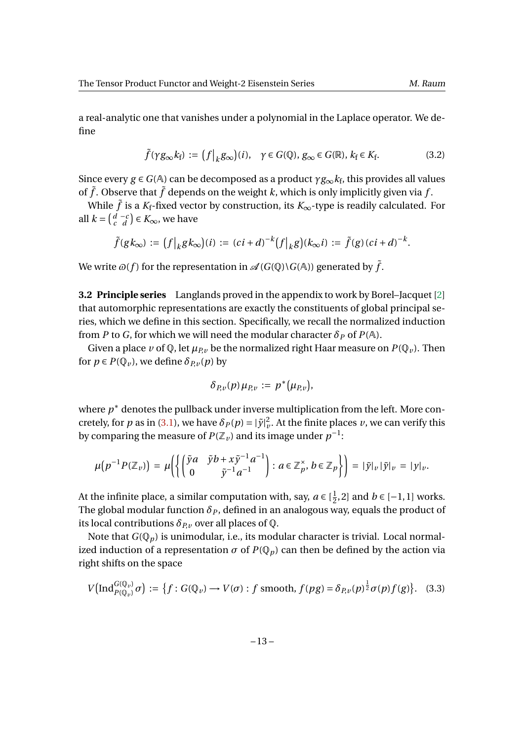a real-analytic one that vanishes under a polynomial in the Laplace operator. We define

$$\tilde{f}(\gamma g_\infty k_{\mathrm{f}}) := \big(f\big|_k g_\infty\big)(i), \quad \gamma \in G(\mathbb{Q}),\, g_\infty \in G(\mathbb{R}),\, k_{\mathrm{f}} \in K_{\mathrm{f}}. \tag{3.2}$$

Since every $g \in G(\mathbb{A})$ can be decomposed as a product $\gamma g_\infty k_{\mathrm{f}}$, this provides all values of $\tilde{f}$. Observe that $\tilde{f}$ depends on the weight $k$, which is only implicitly given via $f$.

While $\tilde{f}$ is a $K_{\mathrm{f}}$-fixed vector by construction, its $K_\infty$-type is readily calculated. For all $k = \left(\begin{smallmatrix} d & -c \\ c & d \end{smallmatrix}\right) \in K_\infty$, we have

$$\tilde{f}(g k_\infty) := \big(f\big|_k g k_\infty\big)(i) := (ci+d)^{-k}\big(f\big|_k g\big)(k_\infty i) := \tilde{f}(g)\,(ci+d)^{-k}.$$

We write $\varpi(f)$ for the representation in $\mathscr{A}(G(\mathbb{Q})\backslash G(\mathbb{A}))$ generated by $\tilde{f}$.

**3.2 Principle series** Langlands proved in the appendix to work by Borel–Jacquet [2] that automorphic representations are exactly the constituents of global principal series, which we define in this section. Specifically, we recall the normalized induction from $P$ to $G$, for which we will need the modular character $\delta_P$ of $P(\mathbb{A})$.

Given a place $v$ of $\mathbb{Q}$, let $\mu_{P,v}$ be the normalized right Haar measure on $P(\mathbb{Q}_v)$. Then for $p \in P(\mathbb{Q}_v)$, we define $\delta_{P,v}(p)$ by

$$\delta_{P,v}(p)\,\mu_{P,v} := p^*\big(\mu_{P,v}\big),$$

where $p^*$ denotes the pullback under inverse multiplication from the left. More concretely, for $p$ as in (3.1), we have $\delta_P(p) = |\tilde{y}|_v^2$. At the finite places $v$, we can verify this by comparing the measure of $P(\mathbb{Z}_v)$ and its image under $p^{-1}$:

$$\mu\big(p^{-1}P(\mathbb{Z}_v)\big) = \mu\left(\left\{\begin{pmatrix} \tilde{y}a & \tilde{y}b + x\tilde{y}^{-1}a^{-1} \\ 0 & \tilde{y}^{-1}a^{-1} \end{pmatrix} : a \in \mathbb{Z}_p^\times,\, b \in \mathbb{Z}_p\right\}\right) = |\tilde{y}|_v\,|\tilde{y}|_v = |y|_v.$$

At the infinite place, a similar computation with, say, $a \in [\frac{1}{2}, 2]$ and $b \in [-1, 1]$ works. The global modular function $\delta_P$, defined in an analogous way, equals the product of its local contributions $\delta_{P,v}$ over all places of $\mathbb{Q}$.

Note that $G(\mathbb{Q}_p)$ is unimodular, i.e., its modular character is trivial. Local normalized induction of a representation $\sigma$ of $P(\mathbb{Q}_p)$ can then be defined by the action via right shifts on the space

$$V\big(\mathrm{Ind}_{P(\mathbb{Q}_v)}^{G(\mathbb{Q}_v)}\sigma\big) := \big\{f : G(\mathbb{Q}_v) \longrightarrow V(\sigma) : f \text{ smooth},\, f(pg) = \delta_{P,v}(p)^{\frac{1}{2}}\sigma(p)f(g)\big\}. \tag{3.3}$$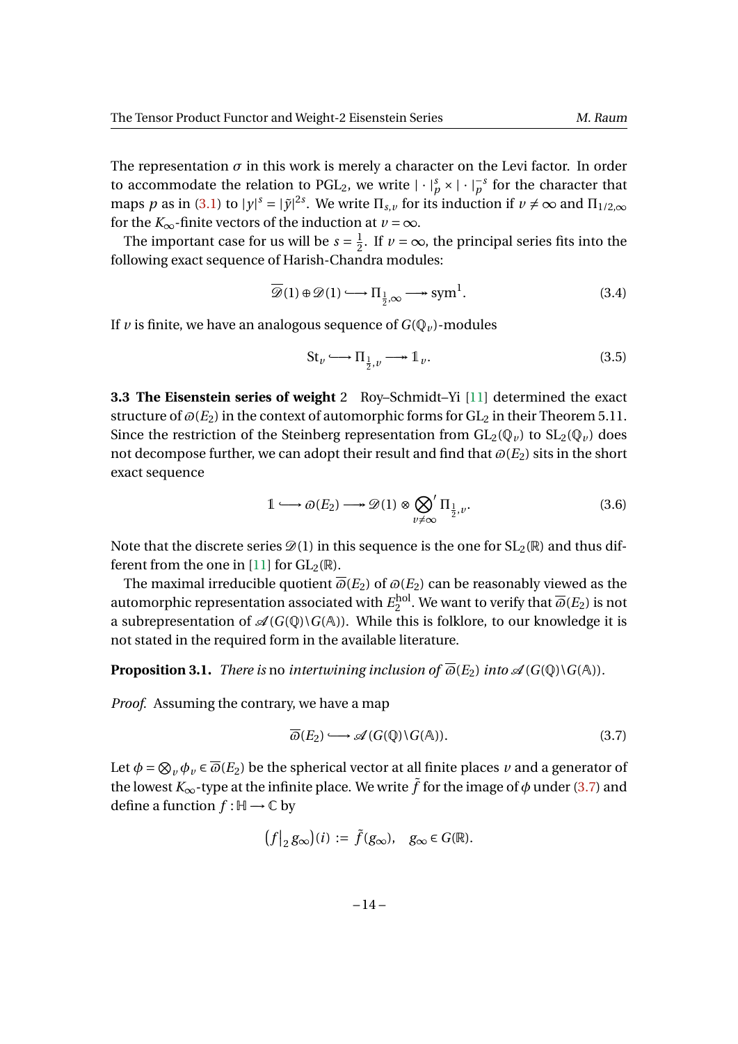The representation $\sigma$ in this work is merely a character on the Levi factor. In order to accommodate the relation to $\mathrm{PGL}_2$, we write $|\cdot|_p^s \times |\cdot|_p^{-s}$ for the character that maps $p$ as in (3.1) to $|y|^s = |\tilde{y}|^{2s}$. We write $\Pi_{s,v}$ for its induction if $v \neq \infty$ and $\Pi_{1/2,\infty}$ for the $K_\infty$-finite vectors of the induction at $v = \infty$.

The important case for us will be $s = \frac{1}{2}$. If $v = \infty$, the principal series fits into the following exact sequence of Harish-Chandra modules:

$$\overline{\mathscr{D}}(1) \oplus \mathscr{D}(1) \longhookrightarrow \Pi_{\frac{1}{2},\infty} \longrightarrow\!\!\!\!\!\rightarrow \mathrm{sym}^1. \tag{3.4}$$

If $v$ is finite, we have an analogous sequence of $G(\mathbb{Q}_v)$-modules

$$\mathrm{St}_v \longhookrightarrow \Pi_{\frac{1}{2},v} \longrightarrow\!\!\!\!\!\rightarrow \mathbb{1}_v. \tag{3.5}$$

**3.3 The Eisenstein series of weight** 2 Roy–Schmidt–Yi [11] determined the exact structure of $\varpi(E_2)$ in the context of automorphic forms for $\mathrm{GL}_2$ in their Theorem 5.11. Since the restriction of the Steinberg representation from $\mathrm{GL}_2(\mathbb{Q}_v)$ to $\mathrm{SL}_2(\mathbb{Q}_v)$ does not decompose further, we can adopt their result and find that $\varpi(E_2)$ sits in the short exact sequence

$$\mathbb{1} \longhookrightarrow \varpi(E_2) \longrightarrow\!\!\!\!\!\rightarrow \mathscr{D}(1) \otimes {\bigotimes_{v \neq \infty}}' \Pi_{\frac{1}{2},v}. \tag{3.6}$$

Note that the discrete series $\mathscr{D}(1)$ in this sequence is the one for $\mathrm{SL}_2(\mathbb{R})$ and thus different from the one in [11] for $\mathrm{GL}_2(\mathbb{R})$.

The maximal irreducible quotient $\overline{\varpi}(E_2)$ of $\varpi(E_2)$ can be reasonably viewed as the automorphic representation associated with $E_2^{\mathrm{hol}}$. We want to verify that $\overline{\varpi}(E_2)$ is not a subrepresentation of $\mathscr{A}(G(\mathbb{Q})\backslash G(\mathbb{A}))$. While this is folklore, to our knowledge it is not stated in the required form in the available literature.

**Proposition 3.1.** *There is* no *intertwining inclusion of* $\overline{\varpi}(E_2)$ *into* $\mathscr{A}(G(\mathbb{Q})\backslash G(\mathbb{A}))$.

*Proof.* Assuming the contrary, we have a map

$$\overline{\varpi}(E_2) \longhookrightarrow \mathscr{A}(G(\mathbb{Q})\backslash G(\mathbb{A})). \tag{3.7}$$

Let $\phi = \bigotimes_v \phi_v \in \overline{\varpi}(E_2)$ be the spherical vector at all finite places $v$ and a generator of the lowest $K_\infty$-type at the infinite place. We write $\tilde{f}$ for the image of $\phi$ under (3.7) and define a function $f : \mathbb{H} \longrightarrow \mathbb{C}$ by

$$\big(f\big|_2\, g_\infty\big)(i) := \tilde{f}(g_\infty), \quad g_\infty \in G(\mathbb{R}).$$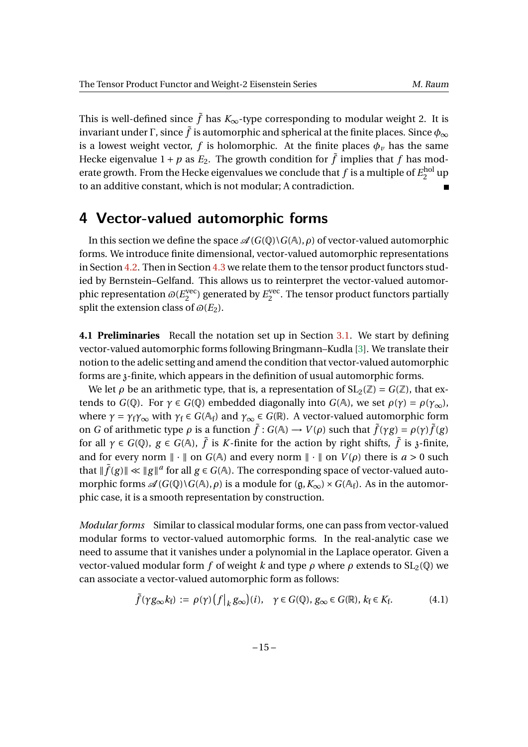This is well-defined since $\tilde{f}$ has $K_\infty$-type corresponding to modular weight 2. It is invariant under $\Gamma$, since $\tilde{f}$ is automorphic and spherical at the finite places. Since $\phi_\infty$ is a lowest weight vector, $f$ is holomorphic. At the finite places $\phi_v$ has the same Hecke eigenvalue $1+p$ as $E_2$. The growth condition for $\tilde{f}$ implies that $f$ has moderate growth. From the Hecke eigenvalues we conclude that $f$ is a multiple of $E_2^{\mathrm{hol}}$ up to an additive constant, which is not modular; A contradiction. ∎

# 4 Vector-valued automorphic forms

In this section we define the space $\mathscr{A}(G(\mathbb{Q})\backslash G(\mathbb{A}), \rho)$ of vector-valued automorphic forms. We introduce finite dimensional, vector-valued automorphic representations in Section 4.2. Then in Section 4.3 we relate them to the tensor product functors studied by Bernstein–Gelfand. This allows us to reinterpret the vector-valued automorphic representation $\varpi(E_2^{\mathrm{vec}})$ generated by $E_2^{\mathrm{vec}}$. The tensor product functors partially split the extension class of $\varpi(E_2)$.

**4.1 Preliminaries** Recall the notation set up in Section 3.1. We start by defining vector-valued automorphic forms following Bringmann–Kudla [3]. We translate their notion to the adelic setting and amend the condition that vector-valued automorphic forms are $\mathfrak{z}$-finite, which appears in the definition of usual automorphic forms.

We let $\rho$ be an arithmetic type, that is, a representation of $\mathrm{SL}_2(\mathbb{Z}) = G(\mathbb{Z})$, that extends to $G(\mathbb{Q})$. For $\gamma \in G(\mathbb{Q})$ embedded diagonally into $G(\mathbb{A})$, we set $\rho(\gamma) = \rho(\gamma_\infty)$, where $\gamma = \gamma_{\mathrm{f}}\gamma_\infty$ with $\gamma_{\mathrm{f}} \in G(\mathbb{A}_{\mathrm{f}})$ and $\gamma_\infty \in G(\mathbb{R})$. A vector-valued automorphic form on $G$ of arithmetic type $\rho$ is a function $\tilde{f} : G(\mathbb{A}) \longrightarrow V(\rho)$ such that $\tilde{f}(\gamma g) = \rho(\gamma)\tilde{f}(g)$ for all $\gamma \in G(\mathbb{Q})$, $g \in G(\mathbb{A})$, $\tilde{f}$ is $K$-finite for the action by right shifts, $\tilde{f}$ is $\mathfrak{z}$-finite, and for every norm $\|\cdot\|$ on $G(\mathbb{A})$ and every norm $\|\cdot\|$ on $V(\rho)$ there is $a > 0$ such that $\|\tilde{f}(g)\| \ll \|g\|^a$ for all $g \in G(\mathbb{A})$. The corresponding space of vector-valued automorphic forms $\mathscr{A}(G(\mathbb{Q})\backslash G(\mathbb{A}), \rho)$ is a module for $(\mathfrak{g}, K_\infty) \times G(\mathbb{A}_{\mathrm{f}})$. As in the automorphic case, it is a smooth representation by construction.

*Modular forms* Similar to classical modular forms, one can pass from vector-valued modular forms to vector-valued automorphic forms. In the real-analytic case we need to assume that it vanishes under a polynomial in the Laplace operator. Given a vector-valued modular form $f$ of weight $k$ and type $\rho$ where $\rho$ extends to $\mathrm{SL}_2(\mathbb{Q})$ we can associate a vector-valued automorphic form as follows:

$$\tilde{f}(\gamma g_\infty k_{\mathrm{f}}) := \rho(\gamma)\big(f\big|_k g_\infty\big)(i), \quad \gamma \in G(\mathbb{Q}),\, g_\infty \in G(\mathbb{R}),\, k_{\mathrm{f}} \in K_{\mathrm{f}}. \tag{4.1}$$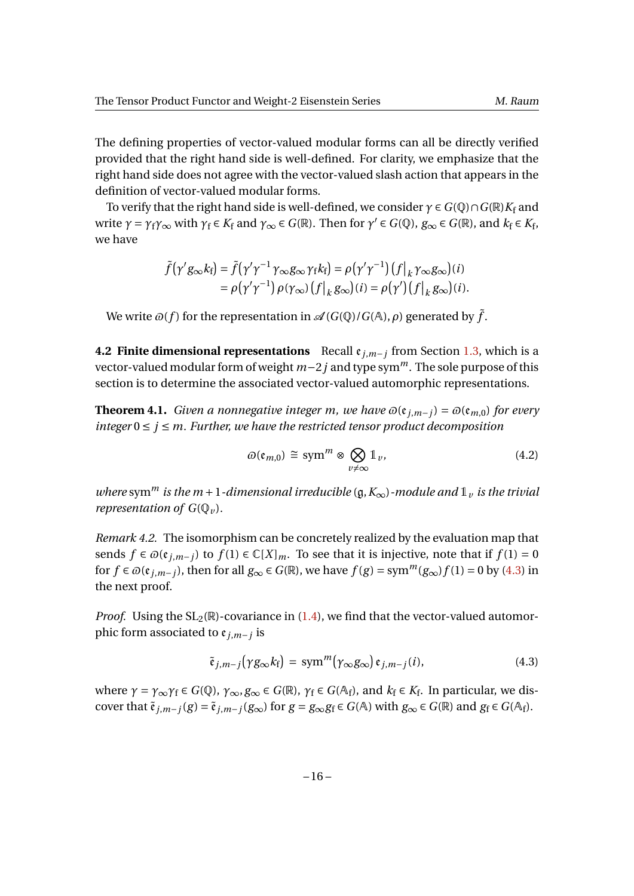The defining properties of vector-valued modular forms can all be directly verified provided that the right hand side is well-defined. For clarity, we emphasize that the right hand side does not agree with the vector-valued slash action that appears in the definition of vector-valued modular forms.

To verify that the right hand side is well-defined, we consider $\gamma \in G(\mathbb{Q}) \cap G(\mathbb{R}) K_{\mathrm{f}}$ and write $\gamma = \gamma_{\mathrm{f}} \gamma_\infty$ with $\gamma_{\mathrm{f}} \in K_{\mathrm{f}}$ and $\gamma_\infty \in G(\mathbb{R})$. Then for $\gamma' \in G(\mathbb{Q})$, $g_\infty \in G(\mathbb{R})$, and $k_{\mathrm{f}} \in K_{\mathrm{f}}$, we have

$$
\begin{aligned}
\tilde{f}(\gamma' g_\infty k_{\mathrm{f}}) = \tilde{f}(\gamma' \gamma^{-1} \gamma_\infty g_\infty \gamma_{\mathrm{f}} k_{\mathrm{f}}) &= \rho(\gamma' \gamma^{-1}) \big(f\big|_k \gamma_\infty g_\infty\big)(i) \\
&= \rho(\gamma' \gamma^{-1}) \rho(\gamma_\infty) \big(f\big|_k g_\infty\big)(i) = \rho(\gamma') \big(f\big|_k g_\infty\big)(i).
\end{aligned}
$$

We write $\varpi(f)$ for the representation in $\mathscr{A}(G(\mathbb{Q})/G(\mathbb{A}), \rho)$ generated by $\tilde{f}$.

**4.2 Finite dimensional representations** Recall $\mathfrak{e}_{j,m-j}$ from Section 1.3, which is a vector-valued modular form of weight $m-2j$ and type $\mathrm{sym}^m$. The sole purpose of this section is to determine the associated vector-valued automorphic representations.

**Theorem 4.1.** *Given a nonnegative integer $m$, we have $\varpi(\mathfrak{e}_{j,m-j}) = \varpi(\mathfrak{e}_{m,0})$ for every integer $0 \le j \le m$. Further, we have the restricted tensor product decomposition*

$$
\varpi(\mathfrak{e}_{m,0}) \;\cong\; \mathrm{sym}^m \otimes \bigotimes_{v \ne \infty} \mathbb{1}_v, \tag{4.2}
$$

*where $\mathrm{sym}^m$ is the $m+1$-dimensional irreducible $(\mathfrak{g}, K_\infty)$-module and $\mathbb{1}_v$ is the trivial representation of $G(\mathbb{Q}_v)$.*

*Remark 4.2.* The isomorphism can be concretely realized by the evaluation map that sends $f \in \varpi(\mathfrak{e}_{j,m-j})$ to $f(1) \in \mathbb{C}[X]_m$. To see that it is injective, note that if $f(1) = 0$ for $f \in \varpi(\mathfrak{e}_{j,m-j})$, then for all $g_\infty \in G(\mathbb{R})$, we have $f(g) = \mathrm{sym}^m(g_\infty) f(1) = 0$ by (4.3) in the next proof.

*Proof.* Using the $\mathrm{SL}_2(\mathbb{R})$-covariance in (1.4), we find that the vector-valued automorphic form associated to $\mathfrak{e}_{j,m-j}$ is

$$
\tilde{\mathfrak{e}}_{j,m-j}\big(\gamma g_\infty k_{\mathrm{f}}\big) \;=\; \mathrm{sym}^m\big(\gamma_\infty g_\infty\big)\, \mathfrak{e}_{j,m-j}(i), \tag{4.3}
$$

where $\gamma = \gamma_\infty \gamma_{\mathrm{f}} \in G(\mathbb{Q})$, $\gamma_\infty, g_\infty \in G(\mathbb{R})$, $\gamma_{\mathrm{f}} \in G(\mathbb{A}_{\mathrm{f}})$, and $k_{\mathrm{f}} \in K_{\mathrm{f}}$. In particular, we discover that $\tilde{\mathfrak{e}}_{j,m-j}(g) = \tilde{\mathfrak{e}}_{j,m-j}(g_\infty)$ for $g = g_\infty g_{\mathrm{f}} \in G(\mathbb{A})$ with $g_\infty \in G(\mathbb{R})$ and $g_{\mathrm{f}} \in G(\mathbb{A}_{\mathrm{f}})$.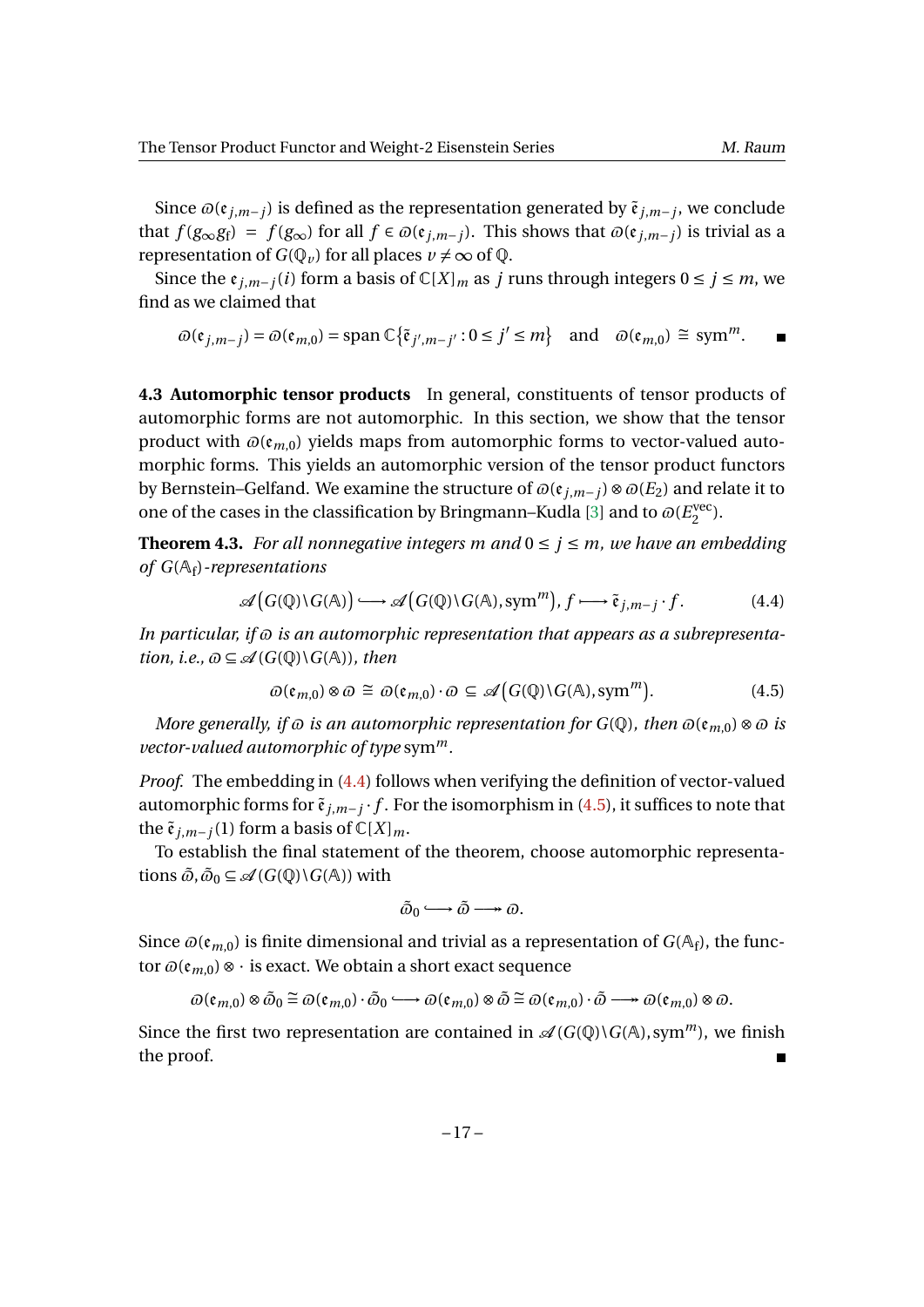Since $\varpi(\mathfrak{e}_{j,m-j})$ is defined as the representation generated by $\tilde{\mathfrak{e}}_{j,m-j}$, we conclude that $f(g_\infty g_{\mathrm{f}}) = f(g_\infty)$ for all $f \in \varpi(\mathfrak{e}_{j,m-j})$. This shows that $\varpi(\mathfrak{e}_{j,m-j})$ is trivial as a representation of $G(\mathbb{Q}_v)$ for all places $v \neq \infty$ of $\mathbb{Q}$.

Since the $\mathfrak{e}_{j,m-j}(i)$ form a basis of $\mathbb{C}[X]_m$ as $j$ runs through integers $0 \le j \le m$, we find as we claimed that

$$\varpi(\mathfrak{e}_{j,m-j}) = \varpi(\mathfrak{e}_{m,0}) = \operatorname{span}\mathbb{C}\big\{\tilde{\mathfrak{e}}_{j',m-j'} : 0 \le j' \le m\big\} \quad \text{and} \quad \varpi(\mathfrak{e}_{m,0}) \cong \operatorname{sym}^m. \qquad \blacksquare$$

**4.3 Automorphic tensor products** In general, constituents of tensor products of automorphic forms are not automorphic. In this section, we show that the tensor product with $\varpi(\mathfrak{e}_{m,0})$ yields maps from automorphic forms to vector-valued automorphic forms. This yields an automorphic version of the tensor product functors by Bernstein–Gelfand. We examine the structure of $\varpi(\mathfrak{e}_{j,m-j}) \otimes \varpi(E_2)$ and relate it to one of the cases in the classification by Bringmann–Kudla [3] and to $\varpi(E_2^{\mathrm{vec}})$.

**Theorem 4.3.** *For all nonnegative integers $m$ and $0 \le j \le m$, we have an embedding of $G(\mathbb{A}_{\mathrm{f}})$-representations*

$$\mathscr{A}\big(G(\mathbb{Q})\backslash G(\mathbb{A})\big) \longrightarrow \mathscr{A}\big(G(\mathbb{Q})\backslash G(\mathbb{A}), \operatorname{sym}^m\big),\, f \longmapsto \tilde{\mathfrak{e}}_{j,m-j} \cdot f. \tag{4.4}$$

*In particular, if $\varpi$ is an automorphic representation that appears as a subrepresentation, i.e., $\varpi \subseteq \mathscr{A}(G(\mathbb{Q})\backslash G(\mathbb{A}))$, then*

$$\varpi(\mathfrak{e}_{m,0}) \otimes \varpi \cong \varpi(\mathfrak{e}_{m,0}) \cdot \varpi \subseteq \mathscr{A}\big(G(\mathbb{Q})\backslash G(\mathbb{A}), \operatorname{sym}^m\big). \tag{4.5}$$

*More generally, if $\varpi$ is an automorphic representation for $G(\mathbb{Q})$, then $\varpi(\mathfrak{e}_{m,0}) \otimes \varpi$ is vector-valued automorphic of type* $\operatorname{sym}^m$.

*Proof.* The embedding in (4.4) follows when verifying the definition of vector-valued automorphic forms for $\tilde{\mathfrak{e}}_{j,m-j} \cdot f$. For the isomorphism in (4.5), it suffices to note that the $\tilde{\mathfrak{e}}_{j,m-j}(1)$ form a basis of $\mathbb{C}[X]_m$.

To establish the final statement of the theorem, choose automorphic representations $\tilde{\varpi}, \tilde{\varpi}_0 \subseteq \mathscr{A}(G(\mathbb{Q})\backslash G(\mathbb{A}))$ with

$$\tilde{\varpi}_0 \hookrightarrow \tilde{\varpi} \twoheadrightarrow \varpi.$$

Since $\varpi(\mathfrak{e}_{m,0})$ is finite dimensional and trivial as a representation of $G(\mathbb{A}_{\mathrm{f}})$, the functor $\varpi(\mathfrak{e}_{m,0}) \otimes \cdot$ is exact. We obtain a short exact sequence

$$\varpi(\mathfrak{e}_{m,0}) \otimes \tilde{\varpi}_0 \cong \varpi(\mathfrak{e}_{m,0}) \cdot \tilde{\varpi}_0 \hookrightarrow \varpi(\mathfrak{e}_{m,0}) \otimes \tilde{\varpi} \cong \varpi(\mathfrak{e}_{m,0}) \cdot \tilde{\varpi} \twoheadrightarrow \varpi(\mathfrak{e}_{m,0}) \otimes \varpi.$$

Since the first two representation are contained in $\mathscr{A}(G(\mathbb{Q})\backslash G(\mathbb{A}), \operatorname{sym}^m)$, we finish the proof. $\blacksquare$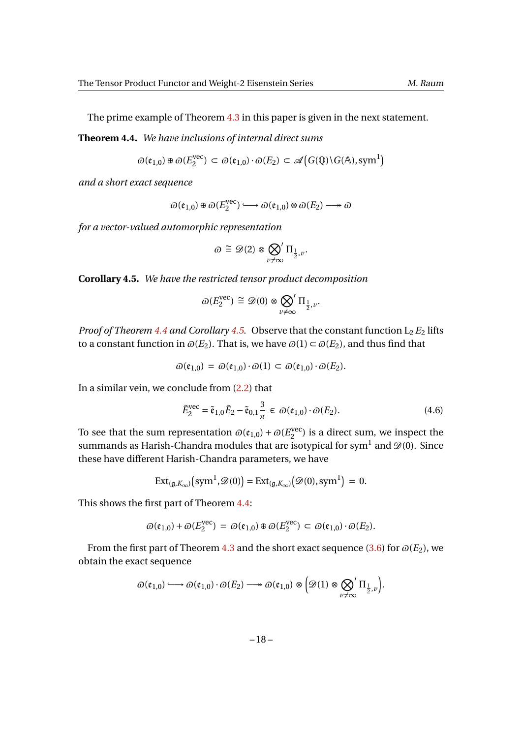The prime example of Theorem 4.3 in this paper is given in the next statement.

**Theorem 4.4.** *We have inclusions of internal direct sums*

$$\varpi(\mathfrak{e}_{1,0}) \oplus \varpi(E_2^{\mathrm{vec}}) \subset \varpi(\mathfrak{e}_{1,0}) \cdot \varpi(E_2) \subset \mathscr{A}\big(G(\mathbb{Q})\backslash G(\mathbb{A}), \mathrm{sym}^1\big)$$

*and a short exact sequence*

$$\varpi(\mathfrak{e}_{1,0}) \oplus \varpi(E_2^{\mathrm{vec}}) \hookrightarrow \varpi(\mathfrak{e}_{1,0}) \otimes \varpi(E_2) \twoheadrightarrow \varpi$$

*for a vector-valued automorphic representation*

$$\varpi \cong \mathscr{D}(2) \otimes \sideset{}{'}\bigotimes_{v \neq \infty} \Pi_{\frac{1}{2},v}.$$

**Corollary 4.5.** *We have the restricted tensor product decomposition*

$$\varpi(E_2^{\mathrm{vec}}) \cong \mathscr{D}(0) \otimes \sideset{}{'}\bigotimes_{v \neq \infty} \Pi_{\frac{1}{2},v}.$$

*Proof of Theorem 4.4 and Corollary 4.5.* Observe that the constant function $\mathrm{L}_2 E_2$ lifts to a constant function in $\varpi(E_2)$. That is, we have $\varpi(1) \subset \varpi(E_2)$, and thus find that

$$\varpi(\mathfrak{e}_{1,0}) = \varpi(\mathfrak{e}_{1,0}) \cdot \varpi(1) \subset \varpi(\mathfrak{e}_{1,0}) \cdot \varpi(E_2).$$

In a similar vein, we conclude from (2.2) that

$$\tilde{E}_2^{\mathrm{vec}} = \tilde{\mathfrak{e}}_{1,0} \tilde{E}_2 - \tilde{\mathfrak{e}}_{0,1} \frac{3}{\pi} \in \varpi(\mathfrak{e}_{1,0}) \cdot \varpi(E_2). \tag{4.6}$$

To see that the sum representation $\varpi(\mathfrak{e}_{1,0}) + \varpi(E_2^{\mathrm{vec}})$ is a direct sum, we inspect the summands as Harish-Chandra modules that are isotypical for $\mathrm{sym}^1$ and $\mathscr{D}(0)$. Since these have different Harish-Chandra parameters, we have

$$\mathrm{Ext}_{(\mathfrak{g},K_\infty)}\big(\mathrm{sym}^1, \mathscr{D}(0)\big) = \mathrm{Ext}_{(\mathfrak{g},K_\infty)}\big(\mathscr{D}(0), \mathrm{sym}^1\big) = 0.$$

This shows the first part of Theorem 4.4:

$$\varpi(\mathfrak{e}_{1,0}) + \varpi(E_2^{\mathrm{vec}}) = \varpi(\mathfrak{e}_{1,0}) \oplus \varpi(E_2^{\mathrm{vec}}) \subset \varpi(\mathfrak{e}_{1,0}) \cdot \varpi(E_2).$$

From the first part of Theorem 4.3 and the short exact sequence (3.6) for $\varpi(E_2)$, we obtain the exact sequence

$$\varpi(\mathfrak{e}_{1,0}) \hookrightarrow \varpi(\mathfrak{e}_{1,0}) \cdot \varpi(E_2) \twoheadrightarrow \varpi(\mathfrak{e}_{1,0}) \otimes \Big(\mathscr{D}(1) \otimes \sideset{}{'}\bigotimes_{v \neq \infty} \Pi_{\frac{1}{2},v}\Big).$$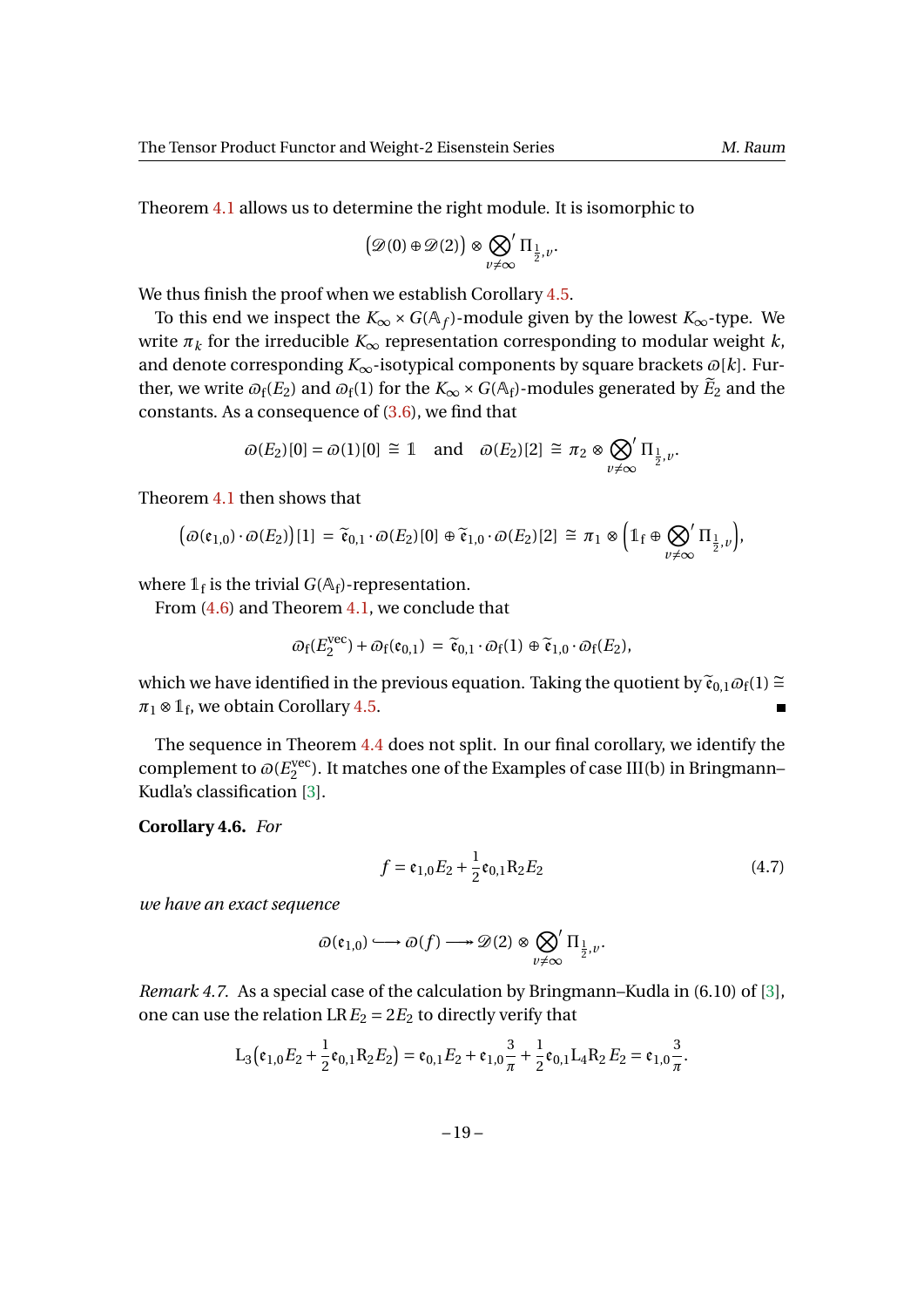Theorem 4.1 allows us to determine the right module. It is isomorphic to

$$\big(\mathscr{D}(0) \oplus \mathscr{D}(2)\big) \otimes \bigotimes_{v \neq \infty}{}' \,\Pi_{\frac{1}{2},v}.$$

We thus finish the proof when we establish Corollary 4.5.

To this end we inspect the $K_\infty \times G(\mathbb{A}_f)$-module given by the lowest $K_\infty$-type. We write $\pi_k$ for the irreducible $K_\infty$ representation corresponding to modular weight $k$, and denote corresponding $K_\infty$-isotypical components by square brackets $\varpi[k]$. Further, we write $\varpi_{\mathrm{f}}(E_2)$ and $\varpi_{\mathrm{f}}(1)$ for the $K_\infty \times G(\mathbb{A}_{\mathrm{f}})$-modules generated by $\widetilde{E}_2$ and the constants. As a consequence of (3.6), we find that

$$\varpi(E_2)[0] = \varpi(1)[0] \;\cong\; \mathbb{1} \quad \text{and} \quad \varpi(E_2)[2] \;\cong\; \pi_2 \otimes \bigotimes_{v \neq \infty}{}' \,\Pi_{\frac{1}{2},v}.$$

Theorem 4.1 then shows that

$$\big(\varpi(\mathfrak{e}_{1,0}) \cdot \varpi(E_2)\big)[1] \;=\; \widetilde{\mathfrak{e}}_{0,1} \cdot \varpi(E_2)[0] \oplus \widetilde{\mathfrak{e}}_{1,0} \cdot \varpi(E_2)[2] \;\cong\; \pi_1 \otimes \Big(\mathbb{1}_{\mathrm{f}} \oplus \bigotimes_{v \neq \infty}{}' \,\Pi_{\frac{1}{2},v}\Big),$$

where $\mathbb{1}_{\mathrm{f}}$ is the trivial $G(\mathbb{A}_{\mathrm{f}})$-representation.

From (4.6) and Theorem 4.1, we conclude that

$$\varpi_{\mathrm{f}}(E_2^{\mathrm{vec}}) + \varpi_{\mathrm{f}}(\mathfrak{e}_{0,1}) \;=\; \widetilde{\mathfrak{e}}_{0,1} \cdot \varpi_{\mathrm{f}}(1) \oplus \widetilde{\mathfrak{e}}_{1,0} \cdot \varpi_{\mathrm{f}}(E_2),$$

which we have identified in the previous equation. Taking the quotient by $\widetilde{\mathfrak{e}}_{0,1}\varpi_{\mathrm{f}}(1) \cong \pi_1 \otimes \mathbb{1}_{\mathrm{f}}$, we obtain Corollary 4.5. ∎

The sequence in Theorem 4.4 does not split. In our final corollary, we identify the complement to $\varpi(E_2^{\mathrm{vec}})$. It matches one of the Examples of case III(b) in Bringmann–Kudla's classification [3].

**Corollary 4.6.** *For*

$$f = \mathfrak{e}_{1,0} E_2 + \frac{1}{2} \mathfrak{e}_{0,1} \mathrm{R}_2 E_2 \tag{4.7}$$

*we have an exact sequence*

$$\varpi(\mathfrak{e}_{1,0}) \longhookrightarrow \varpi(f) \longrightarrow\!\!\!\!\rightarrow \mathscr{D}(2) \otimes \bigotimes_{v \neq \infty}{}' \,\Pi_{\frac{1}{2},v}.$$

*Remark 4.7.* As a special case of the calculation by Bringmann–Kudla in (6.10) of [3], one can use the relation $\mathrm{LR}\, E_2 = 2E_2$ to directly verify that

$$\mathrm{L}_3\big(\mathfrak{e}_{1,0} E_2 + \frac{1}{2} \mathfrak{e}_{0,1} \mathrm{R}_2 E_2\big) = \mathfrak{e}_{0,1} E_2 + \mathfrak{e}_{1,0} \frac{3}{\pi} + \frac{1}{2} \mathfrak{e}_{0,1} \mathrm{L}_4 \mathrm{R}_2\, E_2 = \mathfrak{e}_{1,0} \frac{3}{\pi}.$$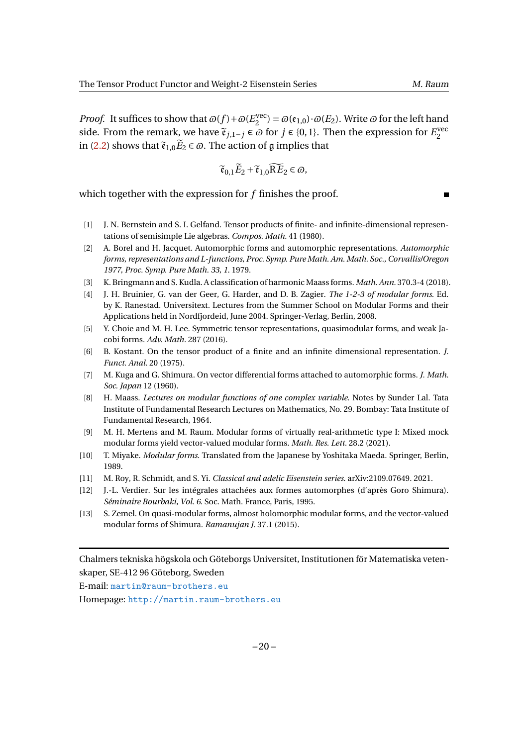*Proof.* It suffices to show that $\varpi(f) + \varpi(E_2^{\mathrm{vec}}) = \varpi(\mathfrak{e}_{1,0}) \cdot \varpi(E_2)$. Write $\varpi$ for the left hand side. From the remark, we have $\widetilde{\mathfrak{e}}_{j,1-j} \in \varpi$ for $j \in \{0,1\}$. Then the expression for $E_2^{\mathrm{vec}}$ in (2.2) shows that $\widetilde{\mathfrak{e}}_{1,0} \widetilde{E}_2 \in \varpi$. The action of $\mathfrak{g}$ implies that

$$\widetilde{\mathfrak{e}}_{0,1} \widetilde{E}_2 + \widetilde{\mathfrak{e}}_{1,0} \widetilde{\mathrm{R} E_2} \in \varpi,$$

which together with the expression for $f$ finishes the proof. ∎

[1] J. N. Bernstein and S. I. Gelfand. Tensor products of finite- and infinite-dimensional representations of semisimple Lie algebras. *Compos. Math.* 41 (1980).

[2] A. Borel and H. Jacquet. Automorphic forms and automorphic representations. *Automorphic forms, representations and L-functions, Proc. Symp. Pure Math. Am. Math. Soc., Corvallis/Oregon 1977, Proc. Symp. Pure Math. 33, 1.* 1979.

[3] K. Bringmann and S. Kudla. A classification of harmonic Maass forms. *Math. Ann.* 370.3-4 (2018).

[4] J. H. Bruinier, G. van der Geer, G. Harder, and D. B. Zagier. *The 1-2-3 of modular forms.* Ed. by K. Ranestad. Universitext. Lectures from the Summer School on Modular Forms and their Applications held in Nordfjordeid, June 2004. Springer-Verlag, Berlin, 2008.

[5] Y. Choie and M. H. Lee. Symmetric tensor representations, quasimodular forms, and weak Jacobi forms. *Adv. Math.* 287 (2016).

[6] B. Kostant. On the tensor product of a finite and an infinite dimensional representation. *J. Funct. Anal.* 20 (1975).

[7] M. Kuga and G. Shimura. On vector differential forms attached to automorphic forms. *J. Math. Soc. Japan* 12 (1960).

[8] H. Maass. *Lectures on modular functions of one complex variable.* Notes by Sunder Lal. Tata Institute of Fundamental Research Lectures on Mathematics, No. 29. Bombay: Tata Institute of Fundamental Research, 1964.

[9] M. H. Mertens and M. Raum. Modular forms of virtually real-arithmetic type I: Mixed mock modular forms yield vector-valued modular forms. *Math. Res. Lett.* 28.2 (2021).

[10] T. Miyake. *Modular forms.* Translated from the Japanese by Yoshitaka Maeda. Springer, Berlin, 1989.

[11] M. Roy, R. Schmidt, and S. Yi. *Classical and adelic Eisenstein series.* arXiv:2109.07649. 2021.

[12] J.-L. Verdier. Sur les intégrales attachées aux formes automorphes (d'après Goro Shimura). *Séminaire Bourbaki, Vol. 6.* Soc. Math. France, Paris, 1995.

[13] S. Zemel. On quasi-modular forms, almost holomorphic modular forms, and the vector-valued modular forms of Shimura. *Ramanujan J.* 37.1 (2015).

---

Chalmers tekniska högskola och Göteborgs Universitet, Institutionen för Matematiska vetenskaper, SE-412 96 Göteborg, Sweden

E-mail: martin@raum-brothers.eu

Homepage: http://martin.raum-brothers.eu